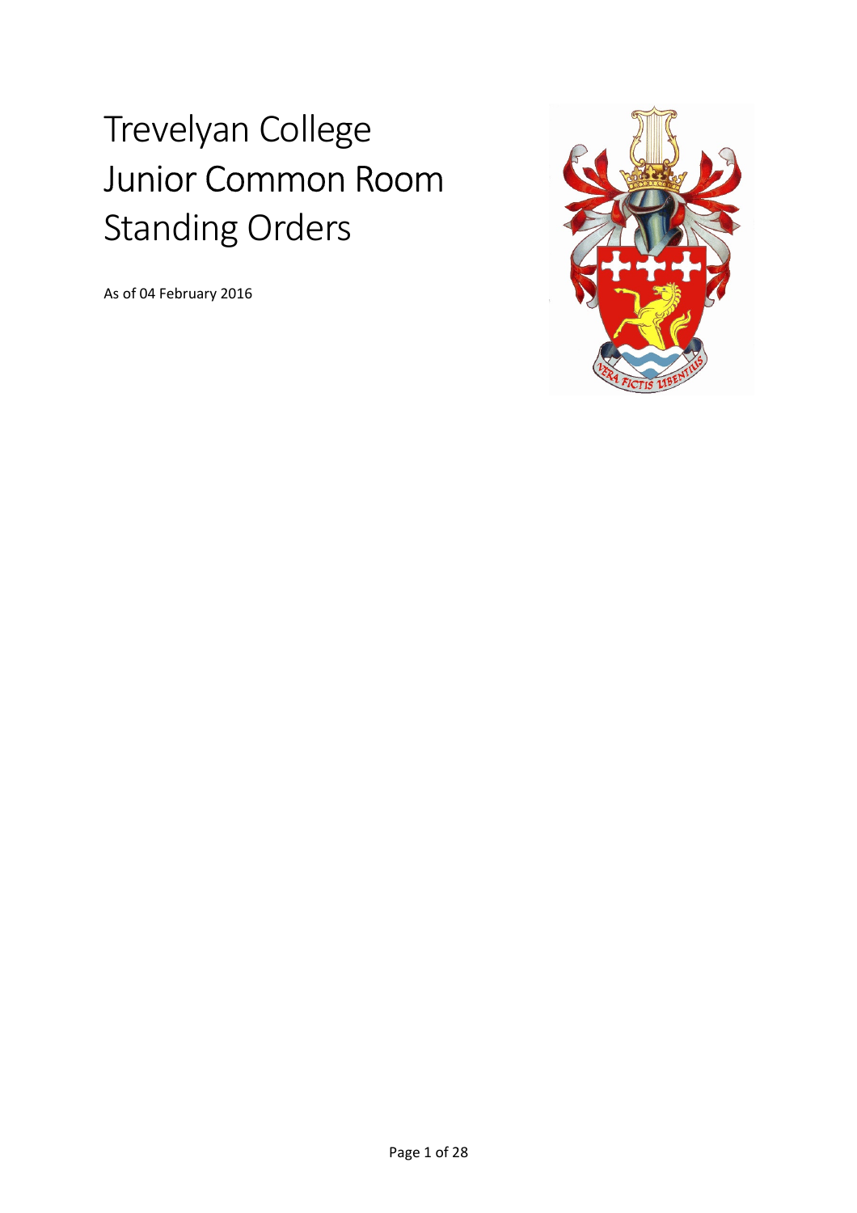# Trevelyan College Junior Common Room Standing Orders

As of 04 February 2016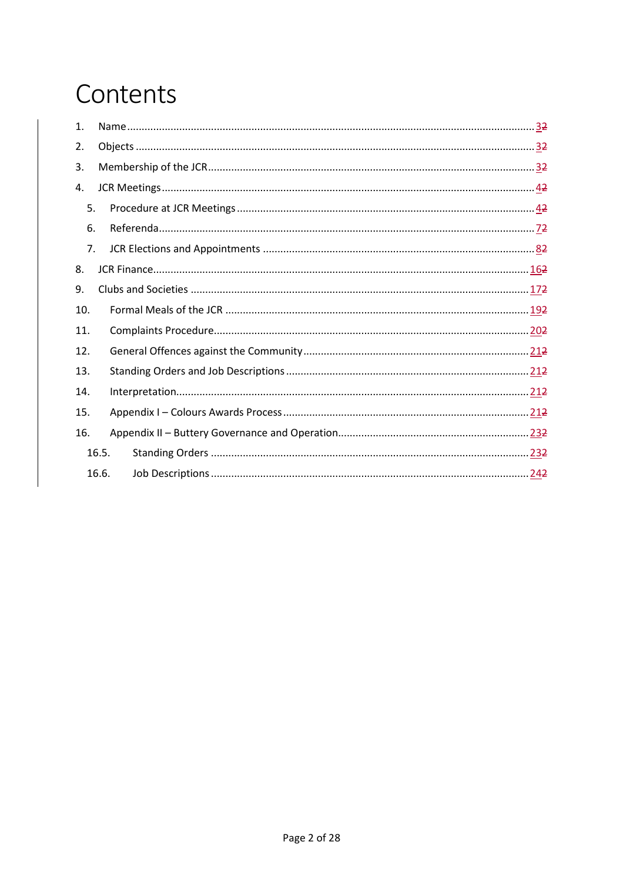# Contents

1. Name ............ 3~~2~~
2. Objects ............ 3~~2~~
3. Membership of the JCR ............ 3~~2~~
4. JCR Meetings ............ 4~~2~~
    5. Procedure at JCR Meetings ............ 4~~2~~
    6. Referenda ............ 7~~2~~
    7. JCR Elections and Appointments ............ 8~~2~~
8. JCR Finance ............ 16~~2~~
9. Clubs and Societies ............ 17~~2~~
10. Formal Meals of the JCR ............ 19~~2~~
11. Complaints Procedure ............ 20~~2~~
12. General Offences against the Community ............ 21~~2~~
13. Standing Orders and Job Descriptions ............ 21~~2~~
14. Interpretation ............ 21~~2~~
15. Appendix I – Colours Awards Process ............ 21~~2~~
16. Appendix II – Buttery Governance and Operation ............ 23~~2~~
    16.5. Standing Orders ............ 23~~2~~
    16.6. Job Descriptions ............ 24~~2~~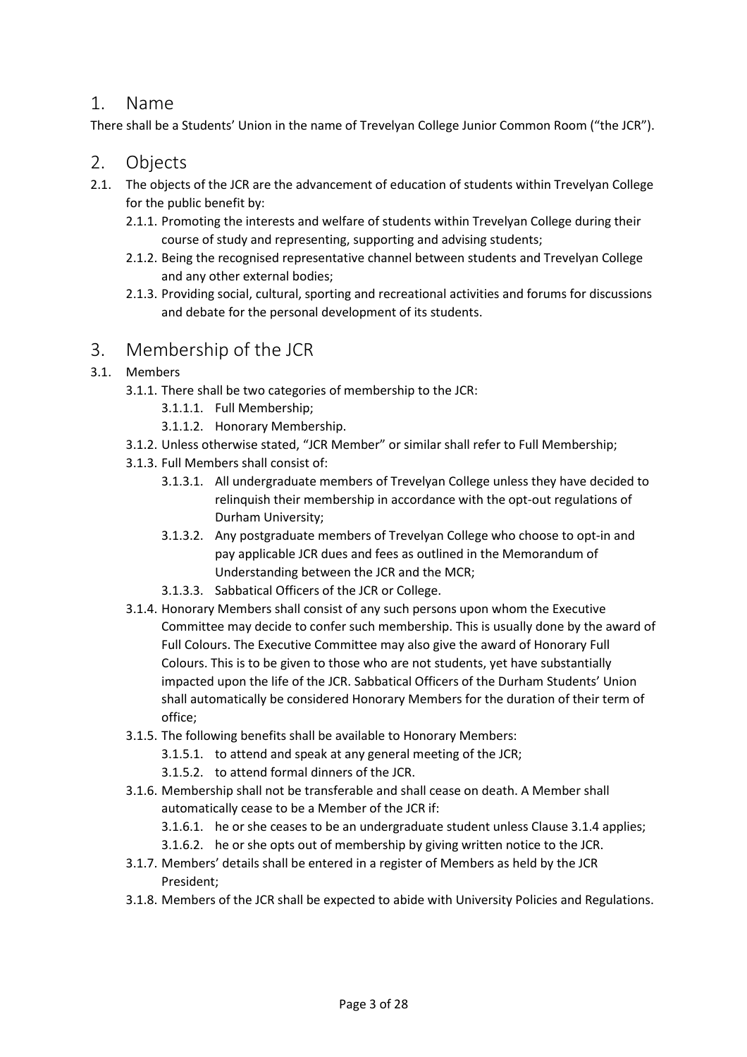## 1. Name

There shall be a Students' Union in the name of Trevelyan College Junior Common Room ("the JCR").

## 2. Objects

2.1. The objects of the JCR are the advancement of education of students within Trevelyan College for the public benefit by:

- 2.1.1. Promoting the interests and welfare of students within Trevelyan College during their course of study and representing, supporting and advising students;
- 2.1.2. Being the recognised representative channel between students and Trevelyan College and any other external bodies;
- 2.1.3. Providing social, cultural, sporting and recreational activities and forums for discussions and debate for the personal development of its students.

## 3. Membership of the JCR

3.1. Members

- 3.1.1. There shall be two categories of membership to the JCR:
  - 3.1.1.1. Full Membership;
  - 3.1.1.2. Honorary Membership.
- 3.1.2. Unless otherwise stated, "JCR Member" or similar shall refer to Full Membership;
- 3.1.3. Full Members shall consist of:
  - 3.1.3.1. All undergraduate members of Trevelyan College unless they have decided to relinquish their membership in accordance with the opt-out regulations of Durham University;
  - 3.1.3.2. Any postgraduate members of Trevelyan College who choose to opt-in and pay applicable JCR dues and fees as outlined in the Memorandum of Understanding between the JCR and the MCR;
  - 3.1.3.3. Sabbatical Officers of the JCR or College.
- 3.1.4. Honorary Members shall consist of any such persons upon whom the Executive Committee may decide to confer such membership. This is usually done by the award of Full Colours. The Executive Committee may also give the award of Honorary Full Colours. This is to be given to those who are not students, yet have substantially impacted upon the life of the JCR. Sabbatical Officers of the Durham Students' Union shall automatically be considered Honorary Members for the duration of their term of office;
- 3.1.5. The following benefits shall be available to Honorary Members:
  - 3.1.5.1. to attend and speak at any general meeting of the JCR;
  - 3.1.5.2. to attend formal dinners of the JCR.
- 3.1.6. Membership shall not be transferable and shall cease on death. A Member shall automatically cease to be a Member of the JCR if:
  - 3.1.6.1. he or she ceases to be an undergraduate student unless Clause 3.1.4 applies;
  - 3.1.6.2. he or she opts out of membership by giving written notice to the JCR.
- 3.1.7. Members' details shall be entered in a register of Members as held by the JCR President;
- 3.1.8. Members of the JCR shall be expected to abide with University Policies and Regulations.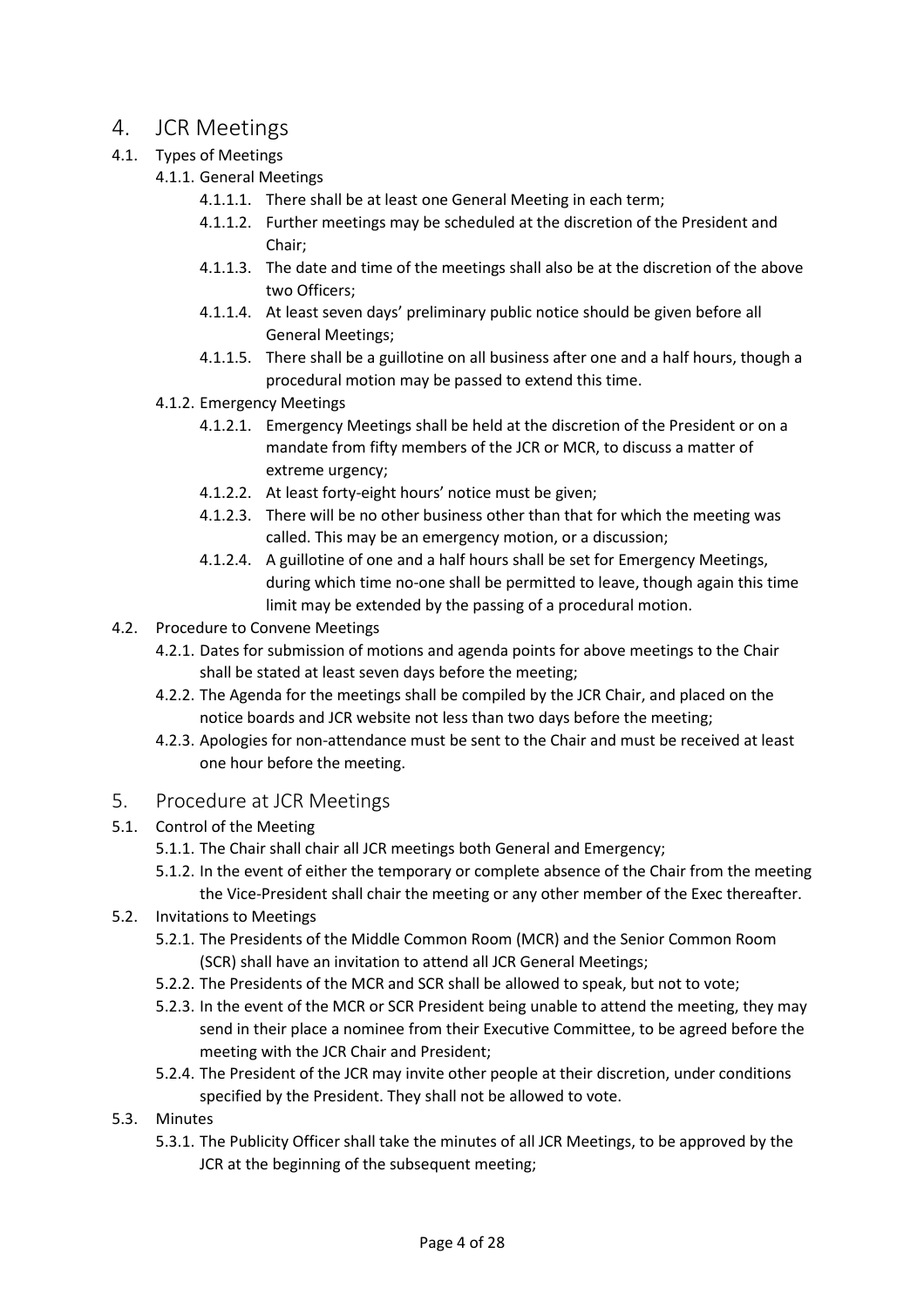# 4. JCR Meetings

## 4.1. Types of Meetings

### 4.1.1. General Meetings

- 4.1.1.1. There shall be at least one General Meeting in each term;
- 4.1.1.2. Further meetings may be scheduled at the discretion of the President and Chair;
- 4.1.1.3. The date and time of the meetings shall also be at the discretion of the above two Officers;
- 4.1.1.4. At least seven days' preliminary public notice should be given before all General Meetings;
- 4.1.1.5. There shall be a guillotine on all business after one and a half hours, though a procedural motion may be passed to extend this time.

### 4.1.2. Emergency Meetings

- 4.1.2.1. Emergency Meetings shall be held at the discretion of the President or on a mandate from fifty members of the JCR or MCR, to discuss a matter of extreme urgency;
- 4.1.2.2. At least forty-eight hours' notice must be given;
- 4.1.2.3. There will be no other business other than that for which the meeting was called. This may be an emergency motion, or a discussion;
- 4.1.2.4. A guillotine of one and a half hours shall be set for Emergency Meetings, during which time no-one shall be permitted to leave, though again this time limit may be extended by the passing of a procedural motion.

## 4.2. Procedure to Convene Meetings

- 4.2.1. Dates for submission of motions and agenda points for above meetings to the Chair shall be stated at least seven days before the meeting;
- 4.2.2. The Agenda for the meetings shall be compiled by the JCR Chair, and placed on the notice boards and JCR website not less than two days before the meeting;
- 4.2.3. Apologies for non-attendance must be sent to the Chair and must be received at least one hour before the meeting.

# 5. Procedure at JCR Meetings

## 5.1. Control of the Meeting

- 5.1.1. The Chair shall chair all JCR meetings both General and Emergency;
- 5.1.2. In the event of either the temporary or complete absence of the Chair from the meeting the Vice-President shall chair the meeting or any other member of the Exec thereafter.

## 5.2. Invitations to Meetings

- 5.2.1. The Presidents of the Middle Common Room (MCR) and the Senior Common Room (SCR) shall have an invitation to attend all JCR General Meetings;
- 5.2.2. The Presidents of the MCR and SCR shall be allowed to speak, but not to vote;
- 5.2.3. In the event of the MCR or SCR President being unable to attend the meeting, they may send in their place a nominee from their Executive Committee, to be agreed before the meeting with the JCR Chair and President;
- 5.2.4. The President of the JCR may invite other people at their discretion, under conditions specified by the President. They shall not be allowed to vote.

## 5.3. Minutes

- 5.3.1. The Publicity Officer shall take the minutes of all JCR Meetings, to be approved by the JCR at the beginning of the subsequent meeting;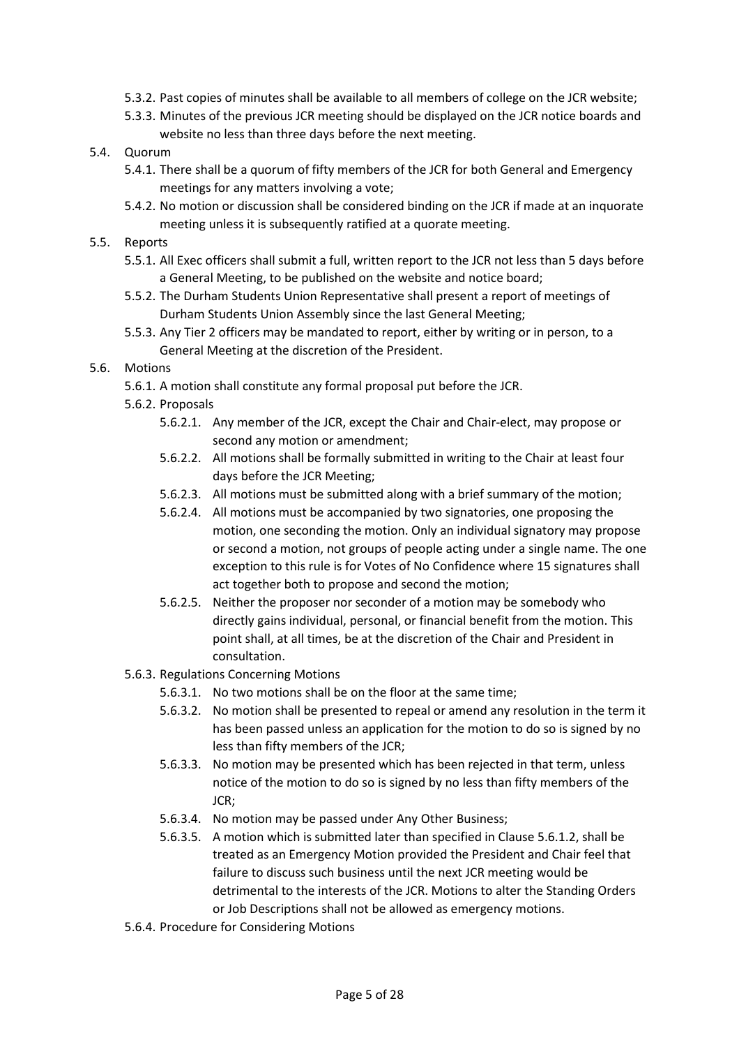- 5.3.2. Past copies of minutes shall be available to all members of college on the JCR website;
- 5.3.3. Minutes of the previous JCR meeting should be displayed on the JCR notice boards and website no less than three days before the next meeting.

5.4. Quorum

- 5.4.1. There shall be a quorum of fifty members of the JCR for both General and Emergency meetings for any matters involving a vote;
- 5.4.2. No motion or discussion shall be considered binding on the JCR if made at an inquorate meeting unless it is subsequently ratified at a quorate meeting.

5.5. Reports

- 5.5.1. All Exec officers shall submit a full, written report to the JCR not less than 5 days before a General Meeting, to be published on the website and notice board;
- 5.5.2. The Durham Students Union Representative shall present a report of meetings of Durham Students Union Assembly since the last General Meeting;
- 5.5.3. Any Tier 2 officers may be mandated to report, either by writing or in person, to a General Meeting at the discretion of the President.

5.6. Motions

- 5.6.1. A motion shall constitute any formal proposal put before the JCR.
- 5.6.2. Proposals
  - 5.6.2.1. Any member of the JCR, except the Chair and Chair-elect, may propose or second any motion or amendment;
  - 5.6.2.2. All motions shall be formally submitted in writing to the Chair at least four days before the JCR Meeting;
  - 5.6.2.3. All motions must be submitted along with a brief summary of the motion;
  - 5.6.2.4. All motions must be accompanied by two signatories, one proposing the motion, one seconding the motion. Only an individual signatory may propose or second a motion, not groups of people acting under a single name. The one exception to this rule is for Votes of No Confidence where 15 signatures shall act together both to propose and second the motion;
  - 5.6.2.5. Neither the proposer nor seconder of a motion may be somebody who directly gains individual, personal, or financial benefit from the motion. This point shall, at all times, be at the discretion of the Chair and President in consultation.
- 5.6.3. Regulations Concerning Motions
  - 5.6.3.1. No two motions shall be on the floor at the same time;
  - 5.6.3.2. No motion shall be presented to repeal or amend any resolution in the term it has been passed unless an application for the motion to do so is signed by no less than fifty members of the JCR;
  - 5.6.3.3. No motion may be presented which has been rejected in that term, unless notice of the motion to do so is signed by no less than fifty members of the JCR;
  - 5.6.3.4. No motion may be passed under Any Other Business;
  - 5.6.3.5. A motion which is submitted later than specified in Clause 5.6.1.2, shall be treated as an Emergency Motion provided the President and Chair feel that failure to discuss such business until the next JCR meeting would be detrimental to the interests of the JCR. Motions to alter the Standing Orders or Job Descriptions shall not be allowed as emergency motions.
- 5.6.4. Procedure for Considering Motions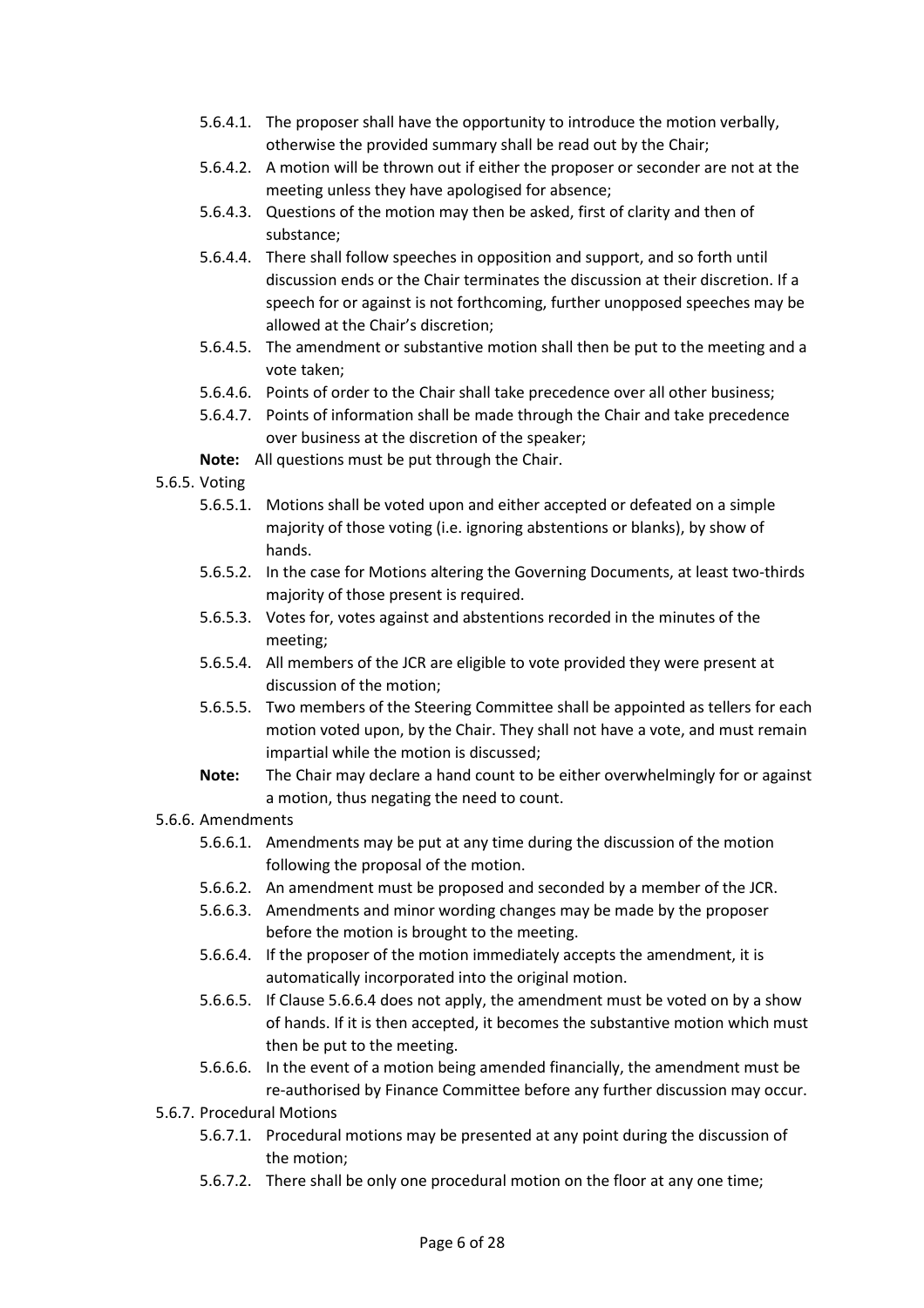- 5.6.4.1. The proposer shall have the opportunity to introduce the motion verbally, otherwise the provided summary shall be read out by the Chair;
- 5.6.4.2. A motion will be thrown out if either the proposer or seconder are not at the meeting unless they have apologised for absence;
- 5.6.4.3. Questions of the motion may then be asked, first of clarity and then of substance;
- 5.6.4.4. There shall follow speeches in opposition and support, and so forth until discussion ends or the Chair terminates the discussion at their discretion. If a speech for or against is not forthcoming, further unopposed speeches may be allowed at the Chair's discretion;
- 5.6.4.5. The amendment or substantive motion shall then be put to the meeting and a vote taken;
- 5.6.4.6. Points of order to the Chair shall take precedence over all other business;
- 5.6.4.7. Points of information shall be made through the Chair and take precedence over business at the discretion of the speaker;

**Note:** All questions must be put through the Chair.

5.6.5. Voting

- 5.6.5.1. Motions shall be voted upon and either accepted or defeated on a simple majority of those voting (i.e. ignoring abstentions or blanks), by show of hands.
- 5.6.5.2. In the case for Motions altering the Governing Documents, at least two-thirds majority of those present is required.
- 5.6.5.3. Votes for, votes against and abstentions recorded in the minutes of the meeting;
- 5.6.5.4. All members of the JCR are eligible to vote provided they were present at discussion of the motion;
- 5.6.5.5. Two members of the Steering Committee shall be appointed as tellers for each motion voted upon, by the Chair. They shall not have a vote, and must remain impartial while the motion is discussed;

**Note:** The Chair may declare a hand count to be either overwhelmingly for or against a motion, thus negating the need to count.

5.6.6. Amendments

- 5.6.6.1. Amendments may be put at any time during the discussion of the motion following the proposal of the motion.
- 5.6.6.2. An amendment must be proposed and seconded by a member of the JCR.
- 5.6.6.3. Amendments and minor wording changes may be made by the proposer before the motion is brought to the meeting.
- 5.6.6.4. If the proposer of the motion immediately accepts the amendment, it is automatically incorporated into the original motion.
- 5.6.6.5. If Clause 5.6.6.4 does not apply, the amendment must be voted on by a show of hands. If it is then accepted, it becomes the substantive motion which must then be put to the meeting.
- 5.6.6.6. In the event of a motion being amended financially, the amendment must be re-authorised by Finance Committee before any further discussion may occur.

5.6.7. Procedural Motions

- 5.6.7.1. Procedural motions may be presented at any point during the discussion of the motion;
- 5.6.7.2. There shall be only one procedural motion on the floor at any one time;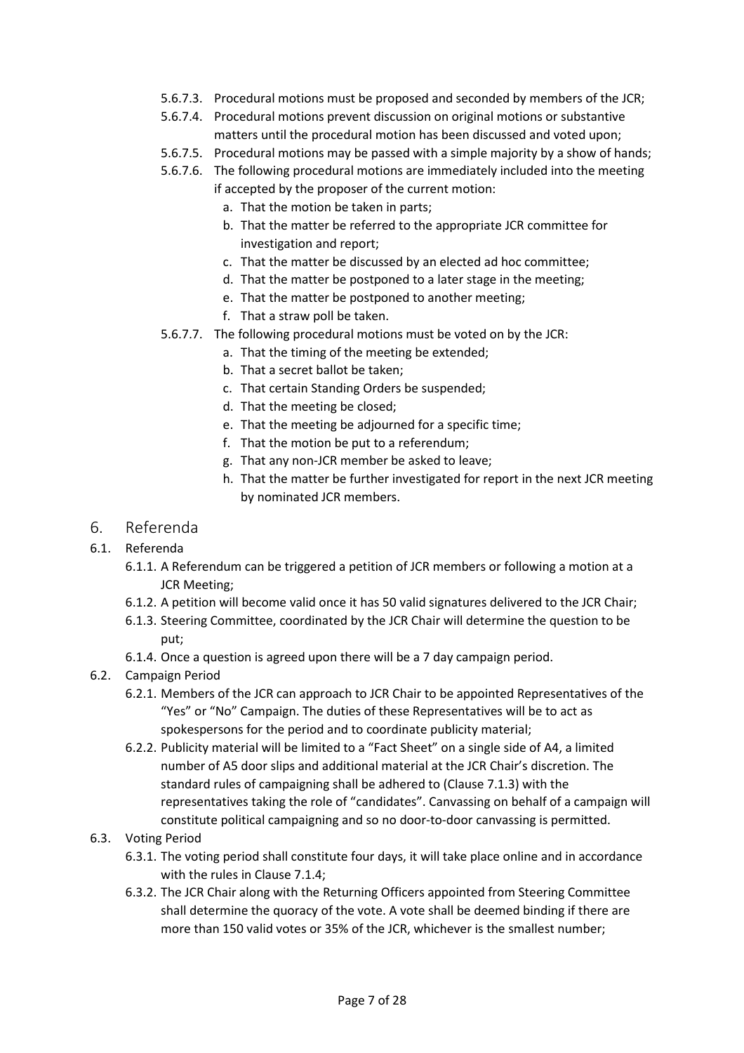- 5.6.7.3. Procedural motions must be proposed and seconded by members of the JCR;
- 5.6.7.4. Procedural motions prevent discussion on original motions or substantive matters until the procedural motion has been discussed and voted upon;
- 5.6.7.5. Procedural motions may be passed with a simple majority by a show of hands;
- 5.6.7.6. The following procedural motions are immediately included into the meeting if accepted by the proposer of the current motion:
  - a. That the motion be taken in parts;
  - b. That the matter be referred to the appropriate JCR committee for investigation and report;
  - c. That the matter be discussed by an elected ad hoc committee;
  - d. That the matter be postponed to a later stage in the meeting;
  - e. That the matter be postponed to another meeting;
  - f. That a straw poll be taken.
- 5.6.7.7. The following procedural motions must be voted on by the JCR:
  - a. That the timing of the meeting be extended;
  - b. That a secret ballot be taken;
  - c. That certain Standing Orders be suspended;
  - d. That the meeting be closed;
  - e. That the meeting be adjourned for a specific time;
  - f. That the motion be put to a referendum;
  - g. That any non-JCR member be asked to leave;
  - h. That the matter be further investigated for report in the next JCR meeting by nominated JCR members.

# 6. Referenda

6.1. Referenda

- 6.1.1. A Referendum can be triggered a petition of JCR members or following a motion at a JCR Meeting;
- 6.1.2. A petition will become valid once it has 50 valid signatures delivered to the JCR Chair;
- 6.1.3. Steering Committee, coordinated by the JCR Chair will determine the question to be put;
- 6.1.4. Once a question is agreed upon there will be a 7 day campaign period.

6.2. Campaign Period

- 6.2.1. Members of the JCR can approach to JCR Chair to be appointed Representatives of the "Yes" or "No" Campaign. The duties of these Representatives will be to act as spokespersons for the period and to coordinate publicity material;
- 6.2.2. Publicity material will be limited to a "Fact Sheet" on a single side of A4, a limited number of A5 door slips and additional material at the JCR Chair's discretion. The standard rules of campaigning shall be adhered to (Clause 7.1.3) with the representatives taking the role of "candidates". Canvassing on behalf of a campaign will constitute political campaigning and so no door-to-door canvassing is permitted.

6.3. Voting Period

- 6.3.1. The voting period shall constitute four days, it will take place online and in accordance with the rules in Clause 7.1.4;
- 6.3.2. The JCR Chair along with the Returning Officers appointed from Steering Committee shall determine the quoracy of the vote. A vote shall be deemed binding if there are more than 150 valid votes or 35% of the JCR, whichever is the smallest number;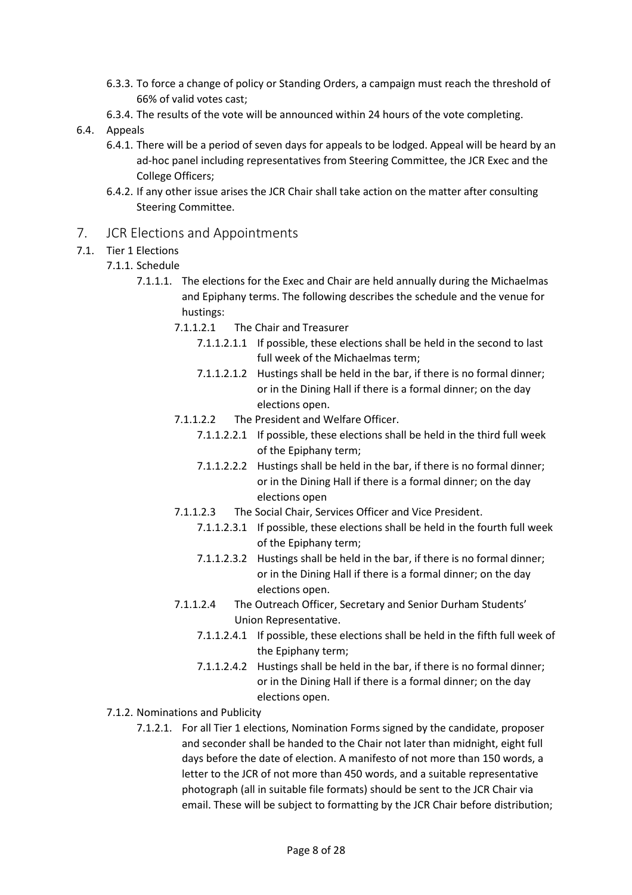- 6.3.3. To force a change of policy or Standing Orders, a campaign must reach the threshold of 66% of valid votes cast;
- 6.3.4. The results of the vote will be announced within 24 hours of the vote completing.

6.4. Appeals

- 6.4.1. There will be a period of seven days for appeals to be lodged. Appeal will be heard by an ad-hoc panel including representatives from Steering Committee, the JCR Exec and the College Officers;
- 6.4.2. If any other issue arises the JCR Chair shall take action on the matter after consulting Steering Committee.

## 7. JCR Elections and Appointments

7.1. Tier 1 Elections

7.1.1. Schedule

7.1.1.1. The elections for the Exec and Chair are held annually during the Michaelmas and Epiphany terms. The following describes the schedule and the venue for hustings:

7.1.1.2.1 The Chair and Treasurer

- 7.1.1.2.1.1 If possible, these elections shall be held in the second to last full week of the Michaelmas term;
- 7.1.1.2.1.2 Hustings shall be held in the bar, if there is no formal dinner; or in the Dining Hall if there is a formal dinner; on the day elections open.

7.1.1.2.2 The President and Welfare Officer.

- 7.1.1.2.2.1 If possible, these elections shall be held in the third full week of the Epiphany term;
- 7.1.1.2.2.2 Hustings shall be held in the bar, if there is no formal dinner; or in the Dining Hall if there is a formal dinner; on the day elections open

7.1.1.2.3 The Social Chair, Services Officer and Vice President.

- 7.1.1.2.3.1 If possible, these elections shall be held in the fourth full week of the Epiphany term;
- 7.1.1.2.3.2 Hustings shall be held in the bar, if there is no formal dinner; or in the Dining Hall if there is a formal dinner; on the day elections open.

7.1.1.2.4 The Outreach Officer, Secretary and Senior Durham Students' Union Representative.

- 7.1.1.2.4.1 If possible, these elections shall be held in the fifth full week of the Epiphany term;
- 7.1.1.2.4.2 Hustings shall be held in the bar, if there is no formal dinner; or in the Dining Hall if there is a formal dinner; on the day elections open.

7.1.2. Nominations and Publicity

7.1.2.1. For all Tier 1 elections, Nomination Forms signed by the candidate, proposer and seconder shall be handed to the Chair not later than midnight, eight full days before the date of election. A manifesto of not more than 150 words, a letter to the JCR of not more than 450 words, and a suitable representative photograph (all in suitable file formats) should be sent to the JCR Chair via email. These will be subject to formatting by the JCR Chair before distribution;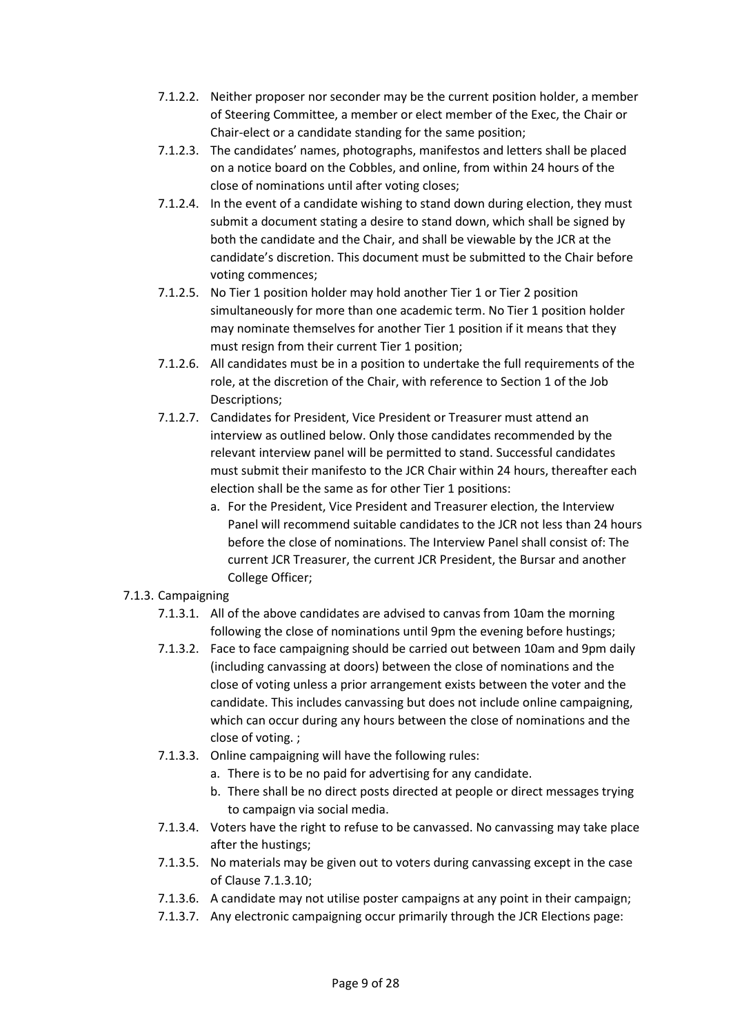- 7.1.2.2. Neither proposer nor seconder may be the current position holder, a member of Steering Committee, a member or elect member of the Exec, the Chair or Chair-elect or a candidate standing for the same position;
- 7.1.2.3. The candidates' names, photographs, manifestos and letters shall be placed on a notice board on the Cobbles, and online, from within 24 hours of the close of nominations until after voting closes;
- 7.1.2.4. In the event of a candidate wishing to stand down during election, they must submit a document stating a desire to stand down, which shall be signed by both the candidate and the Chair, and shall be viewable by the JCR at the candidate's discretion. This document must be submitted to the Chair before voting commences;
- 7.1.2.5. No Tier 1 position holder may hold another Tier 1 or Tier 2 position simultaneously for more than one academic term. No Tier 1 position holder may nominate themselves for another Tier 1 position if it means that they must resign from their current Tier 1 position;
- 7.1.2.6. All candidates must be in a position to undertake the full requirements of the role, at the discretion of the Chair, with reference to Section 1 of the Job Descriptions;
- 7.1.2.7. Candidates for President, Vice President or Treasurer must attend an interview as outlined below. Only those candidates recommended by the relevant interview panel will be permitted to stand. Successful candidates must submit their manifesto to the JCR Chair within 24 hours, thereafter each election shall be the same as for other Tier 1 positions:
  - a. For the President, Vice President and Treasurer election, the Interview Panel will recommend suitable candidates to the JCR not less than 24 hours before the close of nominations. The Interview Panel shall consist of: The current JCR Treasurer, the current JCR President, the Bursar and another College Officer;

7.1.3. Campaigning

- 7.1.3.1. All of the above candidates are advised to canvas from 10am the morning following the close of nominations until 9pm the evening before hustings;
- 7.1.3.2. Face to face campaigning should be carried out between 10am and 9pm daily (including canvassing at doors) between the close of nominations and the close of voting unless a prior arrangement exists between the voter and the candidate. This includes canvassing but does not include online campaigning, which can occur during any hours between the close of nominations and the close of voting. ;
- 7.1.3.3. Online campaigning will have the following rules:
  - a. There is to be no paid for advertising for any candidate.
  - b. There shall be no direct posts directed at people or direct messages trying to campaign via social media.
- 7.1.3.4. Voters have the right to refuse to be canvassed. No canvassing may take place after the hustings;
- 7.1.3.5. No materials may be given out to voters during canvassing except in the case of Clause 7.1.3.10;
- 7.1.3.6. A candidate may not utilise poster campaigns at any point in their campaign;
- 7.1.3.7. Any electronic campaigning occur primarily through the JCR Elections page: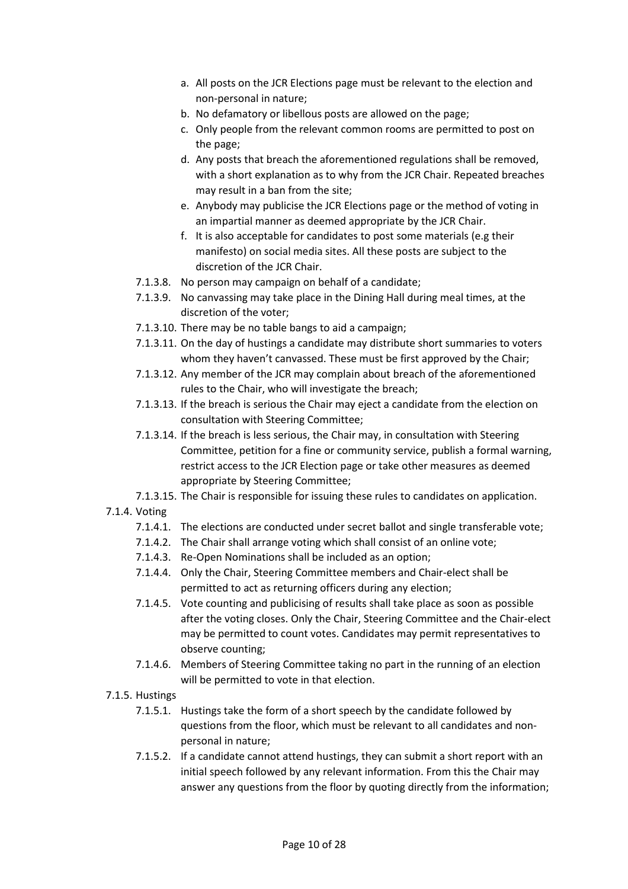a. All posts on the JCR Elections page must be relevant to the election and non-personal in nature;
b. No defamatory or libellous posts are allowed on the page;
c. Only people from the relevant common rooms are permitted to post on the page;
d. Any posts that breach the aforementioned regulations shall be removed, with a short explanation as to why from the JCR Chair. Repeated breaches may result in a ban from the site;
e. Anybody may publicise the JCR Elections page or the method of voting in an impartial manner as deemed appropriate by the JCR Chair.
f. It is also acceptable for candidates to post some materials (e.g their manifesto) on social media sites. All these posts are subject to the discretion of the JCR Chair.

7.1.3.8. No person may campaign on behalf of a candidate;

7.1.3.9. No canvassing may take place in the Dining Hall during meal times, at the discretion of the voter;

7.1.3.10. There may be no table bangs to aid a campaign;

7.1.3.11. On the day of hustings a candidate may distribute short summaries to voters whom they haven't canvassed. These must be first approved by the Chair;

7.1.3.12. Any member of the JCR may complain about breach of the aforementioned rules to the Chair, who will investigate the breach;

7.1.3.13. If the breach is serious the Chair may eject a candidate from the election on consultation with Steering Committee;

7.1.3.14. If the breach is less serious, the Chair may, in consultation with Steering Committee, petition for a fine or community service, publish a formal warning, restrict access to the JCR Election page or take other measures as deemed appropriate by Steering Committee;

7.1.3.15. The Chair is responsible for issuing these rules to candidates on application.

7.1.4. Voting

7.1.4.1. The elections are conducted under secret ballot and single transferable vote;

7.1.4.2. The Chair shall arrange voting which shall consist of an online vote;

7.1.4.3. Re-Open Nominations shall be included as an option;

7.1.4.4. Only the Chair, Steering Committee members and Chair-elect shall be permitted to act as returning officers during any election;

7.1.4.5. Vote counting and publicising of results shall take place as soon as possible after the voting closes. Only the Chair, Steering Committee and the Chair-elect may be permitted to count votes. Candidates may permit representatives to observe counting;

7.1.4.6. Members of Steering Committee taking no part in the running of an election will be permitted to vote in that election.

7.1.5. Hustings

7.1.5.1. Hustings take the form of a short speech by the candidate followed by questions from the floor, which must be relevant to all candidates and non-personal in nature;

7.1.5.2. If a candidate cannot attend hustings, they can submit a short report with an initial speech followed by any relevant information. From this the Chair may answer any questions from the floor by quoting directly from the information;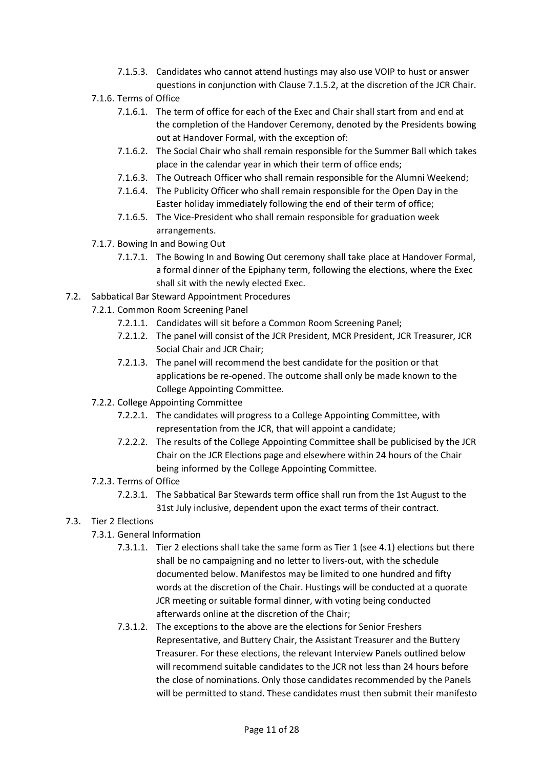- 7.1.5.3. Candidates who cannot attend hustings may also use VOIP to hust or answer questions in conjunction with Clause 7.1.5.2, at the discretion of the JCR Chair.

- 7.1.6. Terms of Office
  - 7.1.6.1. The term of office for each of the Exec and Chair shall start from and end at the completion of the Handover Ceremony, denoted by the Presidents bowing out at Handover Formal, with the exception of:
  - 7.1.6.2. The Social Chair who shall remain responsible for the Summer Ball which takes place in the calendar year in which their term of office ends;
  - 7.1.6.3. The Outreach Officer who shall remain responsible for the Alumni Weekend;
  - 7.1.6.4. The Publicity Officer who shall remain responsible for the Open Day in the Easter holiday immediately following the end of their term of office;
  - 7.1.6.5. The Vice-President who shall remain responsible for graduation week arrangements.
- 7.1.7. Bowing In and Bowing Out
  - 7.1.7.1. The Bowing In and Bowing Out ceremony shall take place at Handover Formal, a formal dinner of the Epiphany term, following the elections, where the Exec shall sit with the newly elected Exec.

7.2. Sabbatical Bar Steward Appointment Procedures

- 7.2.1. Common Room Screening Panel
  - 7.2.1.1. Candidates will sit before a Common Room Screening Panel;
  - 7.2.1.2. The panel will consist of the JCR President, MCR President, JCR Treasurer, JCR Social Chair and JCR Chair;
  - 7.2.1.3. The panel will recommend the best candidate for the position or that applications be re-opened. The outcome shall only be made known to the College Appointing Committee.
- 7.2.2. College Appointing Committee
  - 7.2.2.1. The candidates will progress to a College Appointing Committee, with representation from the JCR, that will appoint a candidate;
  - 7.2.2.2. The results of the College Appointing Committee shall be publicised by the JCR Chair on the JCR Elections page and elsewhere within 24 hours of the Chair being informed by the College Appointing Committee.
- 7.2.3. Terms of Office
  - 7.2.3.1. The Sabbatical Bar Stewards term office shall run from the 1st August to the 31st July inclusive, dependent upon the exact terms of their contract.

7.3. Tier 2 Elections

- 7.3.1. General Information
  - 7.3.1.1. Tier 2 elections shall take the same form as Tier 1 (see 4.1) elections but there shall be no campaigning and no letter to livers-out, with the schedule documented below. Manifestos may be limited to one hundred and fifty words at the discretion of the Chair. Hustings will be conducted at a quorate JCR meeting or suitable formal dinner, with voting being conducted afterwards online at the discretion of the Chair;
  - 7.3.1.2. The exceptions to the above are the elections for Senior Freshers Representative, and Buttery Chair, the Assistant Treasurer and the Buttery Treasurer. For these elections, the relevant Interview Panels outlined below will recommend suitable candidates to the JCR not less than 24 hours before the close of nominations. Only those candidates recommended by the Panels will be permitted to stand. These candidates must then submit their manifesto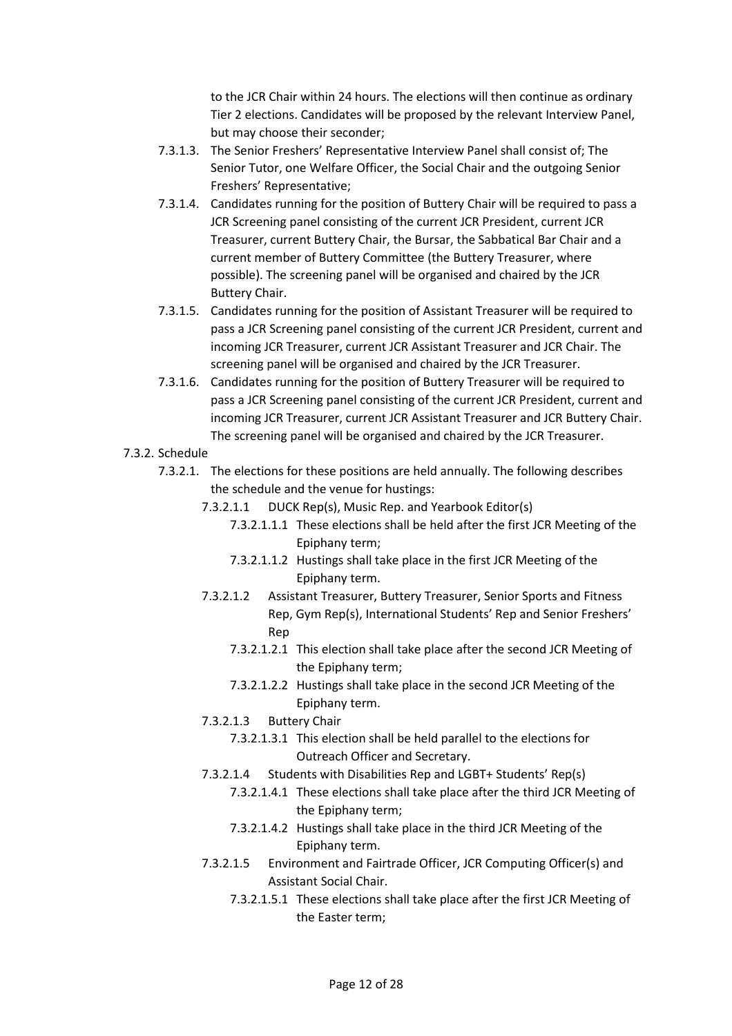to the JCR Chair within 24 hours. The elections will then continue as ordinary Tier 2 elections. Candidates will be proposed by the relevant Interview Panel, but may choose their seconder;

- 7.3.1.3. The Senior Freshers' Representative Interview Panel shall consist of; The Senior Tutor, one Welfare Officer, the Social Chair and the outgoing Senior Freshers' Representative;
- 7.3.1.4. Candidates running for the position of Buttery Chair will be required to pass a JCR Screening panel consisting of the current JCR President, current JCR Treasurer, current Buttery Chair, the Bursar, the Sabbatical Bar Chair and a current member of Buttery Committee (the Buttery Treasurer, where possible). The screening panel will be organised and chaired by the JCR Buttery Chair.
- 7.3.1.5. Candidates running for the position of Assistant Treasurer will be required to pass a JCR Screening panel consisting of the current JCR President, current and incoming JCR Treasurer, current JCR Assistant Treasurer and JCR Chair. The screening panel will be organised and chaired by the JCR Treasurer.
- 7.3.1.6. Candidates running for the position of Buttery Treasurer will be required to pass a JCR Screening panel consisting of the current JCR President, current and incoming JCR Treasurer, current JCR Assistant Treasurer and JCR Buttery Chair. The screening panel will be organised and chaired by the JCR Treasurer.

7.3.2. Schedule

- 7.3.2.1. The elections for these positions are held annually. The following describes the schedule and the venue for hustings:
  - 7.3.2.1.1 DUCK Rep(s), Music Rep. and Yearbook Editor(s)
    - 7.3.2.1.1.1 These elections shall be held after the first JCR Meeting of the Epiphany term;
    - 7.3.2.1.1.2 Hustings shall take place in the first JCR Meeting of the Epiphany term.
  - 7.3.2.1.2 Assistant Treasurer, Buttery Treasurer, Senior Sports and Fitness Rep, Gym Rep(s), International Students' Rep and Senior Freshers' Rep
    - 7.3.2.1.2.1 This election shall take place after the second JCR Meeting of the Epiphany term;
    - 7.3.2.1.2.2 Hustings shall take place in the second JCR Meeting of the Epiphany term.
  - 7.3.2.1.3 Buttery Chair
    - 7.3.2.1.3.1 This election shall be held parallel to the elections for Outreach Officer and Secretary.
  - 7.3.2.1.4 Students with Disabilities Rep and LGBT+ Students' Rep(s)
    - 7.3.2.1.4.1 These elections shall take place after the third JCR Meeting of the Epiphany term;
    - 7.3.2.1.4.2 Hustings shall take place in the third JCR Meeting of the Epiphany term.
  - 7.3.2.1.5 Environment and Fairtrade Officer, JCR Computing Officer(s) and Assistant Social Chair.
    - 7.3.2.1.5.1 These elections shall take place after the first JCR Meeting of the Easter term;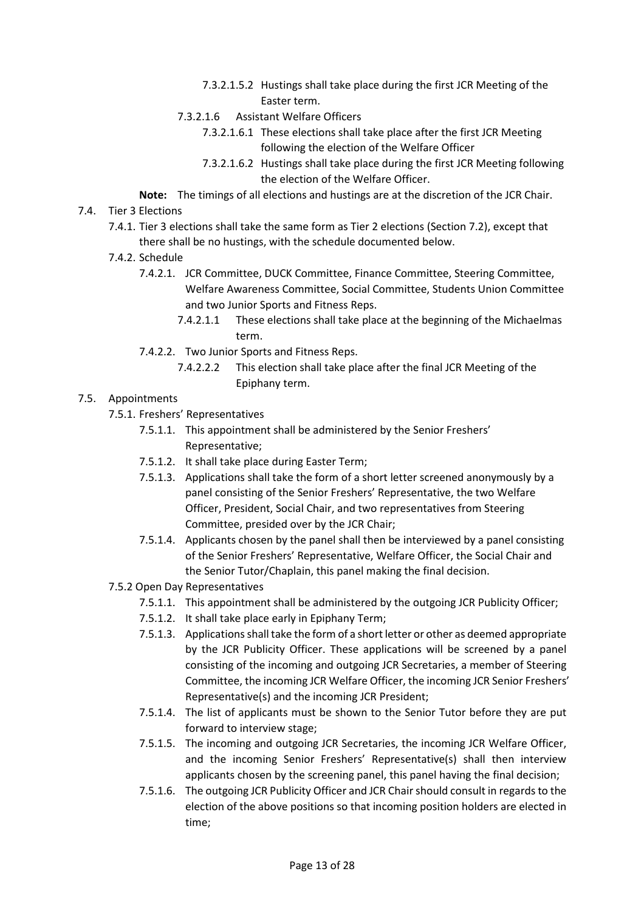- 7.3.2.1.5.2 Hustings shall take place during the first JCR Meeting of the Easter term.
- 7.3.2.1.6 Assistant Welfare Officers
  - 7.3.2.1.6.1 These elections shall take place after the first JCR Meeting following the election of the Welfare Officer
  - 7.3.2.1.6.2 Hustings shall take place during the first JCR Meeting following the election of the Welfare Officer.

**Note:** The timings of all elections and hustings are at the discretion of the JCR Chair.

7.4. Tier 3 Elections

- 7.4.1. Tier 3 elections shall take the same form as Tier 2 elections (Section 7.2), except that there shall be no hustings, with the schedule documented below.
- 7.4.2. Schedule
  - 7.4.2.1. JCR Committee, DUCK Committee, Finance Committee, Steering Committee, Welfare Awareness Committee, Social Committee, Students Union Committee and two Junior Sports and Fitness Reps.
    - 7.4.2.1.1 These elections shall take place at the beginning of the Michaelmas term.
  - 7.4.2.2. Two Junior Sports and Fitness Reps.
    - 7.4.2.2.2 This election shall take place after the final JCR Meeting of the Epiphany term.

7.5. Appointments

- 7.5.1. Freshers' Representatives
  - 7.5.1.1. This appointment shall be administered by the Senior Freshers' Representative;
  - 7.5.1.2. It shall take place during Easter Term;
  - 7.5.1.3. Applications shall take the form of a short letter screened anonymously by a panel consisting of the Senior Freshers' Representative, the two Welfare Officer, President, Social Chair, and two representatives from Steering Committee, presided over by the JCR Chair;
  - 7.5.1.4. Applicants chosen by the panel shall then be interviewed by a panel consisting of the Senior Freshers' Representative, Welfare Officer, the Social Chair and the Senior Tutor/Chaplain, this panel making the final decision.
- 7.5.2 Open Day Representatives
  - 7.5.1.1. This appointment shall be administered by the outgoing JCR Publicity Officer;
  - 7.5.1.2. It shall take place early in Epiphany Term;
  - 7.5.1.3. Applications shall take the form of a short letter or other as deemed appropriate by the JCR Publicity Officer. These applications will be screened by a panel consisting of the incoming and outgoing JCR Secretaries, a member of Steering Committee, the incoming JCR Welfare Officer, the incoming JCR Senior Freshers' Representative(s) and the incoming JCR President;
  - 7.5.1.4. The list of applicants must be shown to the Senior Tutor before they are put forward to interview stage;
  - 7.5.1.5. The incoming and outgoing JCR Secretaries, the incoming JCR Welfare Officer, and the incoming Senior Freshers' Representative(s) shall then interview applicants chosen by the screening panel, this panel having the final decision;
  - 7.5.1.6. The outgoing JCR Publicity Officer and JCR Chair should consult in regards to the election of the above positions so that incoming position holders are elected in time;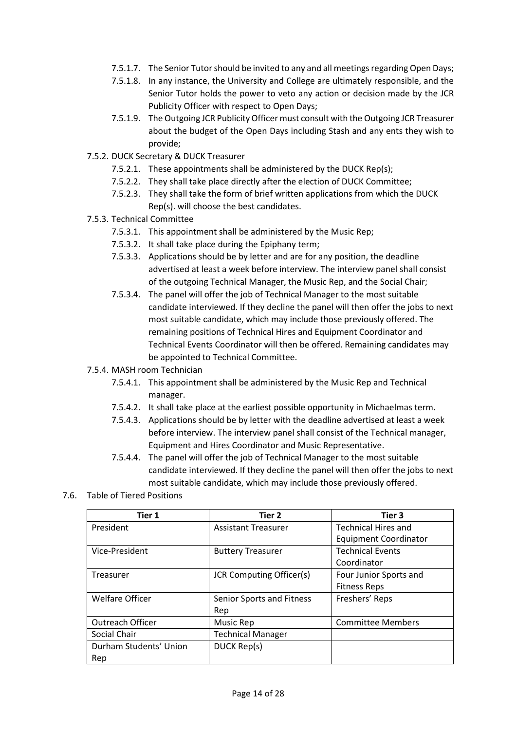- 7.5.1.7. The Senior Tutor should be invited to any and all meetings regarding Open Days;
- 7.5.1.8. In any instance, the University and College are ultimately responsible, and the Senior Tutor holds the power to veto any action or decision made by the JCR Publicity Officer with respect to Open Days;
- 7.5.1.9. The Outgoing JCR Publicity Officer must consult with the Outgoing JCR Treasurer about the budget of the Open Days including Stash and any ents they wish to provide;

7.5.2. DUCK Secretary & DUCK Treasurer

- 7.5.2.1. These appointments shall be administered by the DUCK Rep(s);
- 7.5.2.2. They shall take place directly after the election of DUCK Committee;
- 7.5.2.3. They shall take the form of brief written applications from which the DUCK Rep(s). will choose the best candidates.

7.5.3. Technical Committee

- 7.5.3.1. This appointment shall be administered by the Music Rep;
- 7.5.3.2. It shall take place during the Epiphany term;
- 7.5.3.3. Applications should be by letter and are for any position, the deadline advertised at least a week before interview. The interview panel shall consist of the outgoing Technical Manager, the Music Rep, and the Social Chair;
- 7.5.3.4. The panel will offer the job of Technical Manager to the most suitable candidate interviewed. If they decline the panel will then offer the jobs to next most suitable candidate, which may include those previously offered. The remaining positions of Technical Hires and Equipment Coordinator and Technical Events Coordinator will then be offered. Remaining candidates may be appointed to Technical Committee.

7.5.4. MASH room Technician

- 7.5.4.1. This appointment shall be administered by the Music Rep and Technical manager.
- 7.5.4.2. It shall take place at the earliest possible opportunity in Michaelmas term.
- 7.5.4.3. Applications should be by letter with the deadline advertised at least a week before interview. The interview panel shall consist of the Technical manager, Equipment and Hires Coordinator and Music Representative.
- 7.5.4.4. The panel will offer the job of Technical Manager to the most suitable candidate interviewed. If they decline the panel will then offer the jobs to next most suitable candidate, which may include those previously offered.

7.6. Table of Tiered Positions

| Tier 1 | Tier 2 | Tier 3 |
|---|---|---|
| President | Assistant Treasurer | Technical Hires and Equipment Coordinator |
| Vice-President | Buttery Treasurer | Technical Events Coordinator |
| Treasurer | JCR Computing Officer(s) | Four Junior Sports and Fitness Reps |
| Welfare Officer | Senior Sports and Fitness Rep | Freshers' Reps |
| Outreach Officer | Music Rep | Committee Members |
| Social Chair | Technical Manager | |
| Durham Students' Union Rep | DUCK Rep(s) | |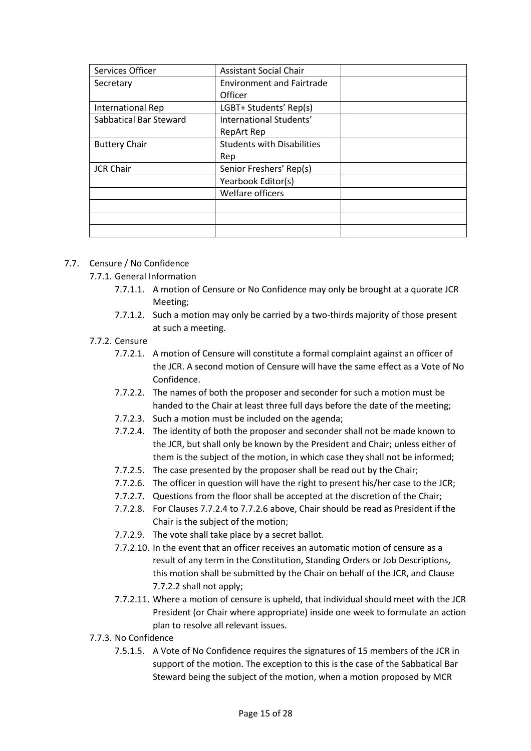| Services Officer | Assistant Social Chair | |
|---|---|---|
| Secretary | Environment and Fairtrade Officer | |
| International Rep | LGBT+ Students' Rep(s) | |
| Sabbatical Bar Steward | International Students' RepArt Rep | |
| Buttery Chair | Students with Disabilities Rep | |
| JCR Chair | Senior Freshers' Rep(s) | |
| | Yearbook Editor(s) | |
| | Welfare officers | |
| | | |
| | | |
| | | |

- 7.7. Censure / No Confidence
  - 7.7.1. General Information
    - 7.7.1.1. A motion of Censure or No Confidence may only be brought at a quorate JCR Meeting;
    - 7.7.1.2. Such a motion may only be carried by a two-thirds majority of those present at such a meeting.
  - 7.7.2. Censure
    - 7.7.2.1. A motion of Censure will constitute a formal complaint against an officer of the JCR. A second motion of Censure will have the same effect as a Vote of No Confidence.
    - 7.7.2.2. The names of both the proposer and seconder for such a motion must be handed to the Chair at least three full days before the date of the meeting;
    - 7.7.2.3. Such a motion must be included on the agenda;
    - 7.7.2.4. The identity of both the proposer and seconder shall not be made known to the JCR, but shall only be known by the President and Chair; unless either of them is the subject of the motion, in which case they shall not be informed;
    - 7.7.2.5. The case presented by the proposer shall be read out by the Chair;
    - 7.7.2.6. The officer in question will have the right to present his/her case to the JCR;
    - 7.7.2.7. Questions from the floor shall be accepted at the discretion of the Chair;
    - 7.7.2.8. For Clauses 7.7.2.4 to 7.7.2.6 above, Chair should be read as President if the Chair is the subject of the motion;
    - 7.7.2.9. The vote shall take place by a secret ballot.
    - 7.7.2.10. In the event that an officer receives an automatic motion of censure as a result of any term in the Constitution, Standing Orders or Job Descriptions, this motion shall be submitted by the Chair on behalf of the JCR, and Clause 7.7.2.2 shall not apply;
    - 7.7.2.11. Where a motion of censure is upheld, that individual should meet with the JCR President (or Chair where appropriate) inside one week to formulate an action plan to resolve all relevant issues.
  - 7.7.3. No Confidence
    - 7.5.1.5. A Vote of No Confidence requires the signatures of 15 members of the JCR in support of the motion. The exception to this is the case of the Sabbatical Bar Steward being the subject of the motion, when a motion proposed by MCR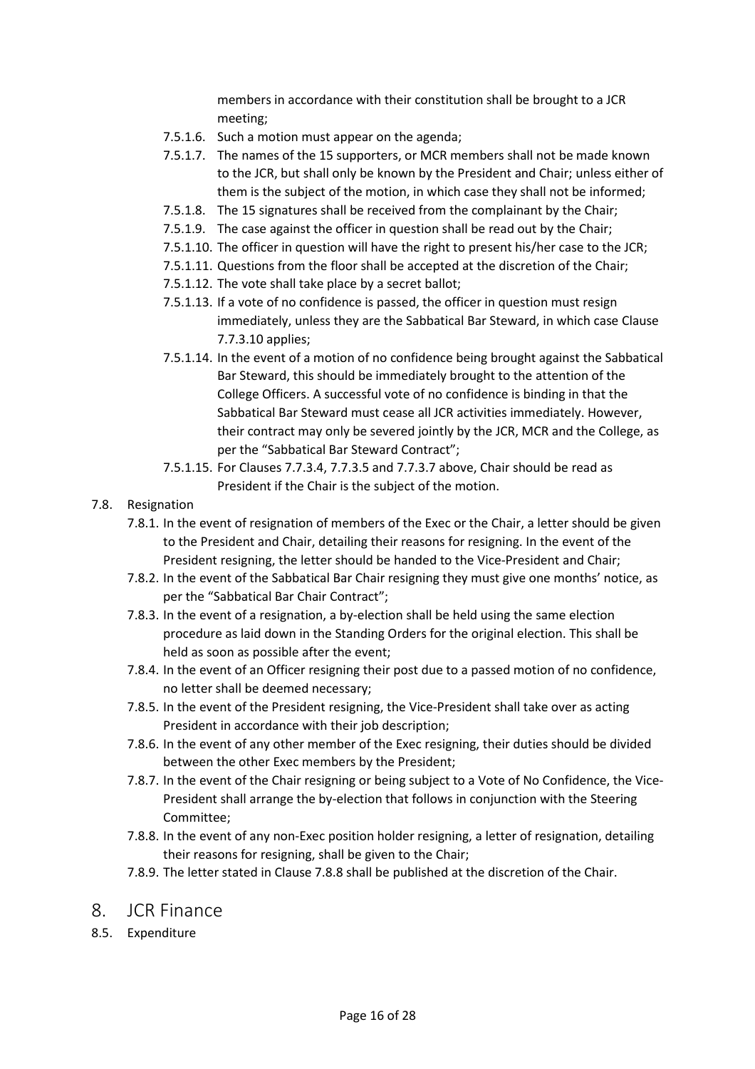members in accordance with their constitution shall be brought to a JCR meeting;

- 7.5.1.6. Such a motion must appear on the agenda;
- 7.5.1.7. The names of the 15 supporters, or MCR members shall not be made known to the JCR, but shall only be known by the President and Chair; unless either of them is the subject of the motion, in which case they shall not be informed;
- 7.5.1.8. The 15 signatures shall be received from the complainant by the Chair;
- 7.5.1.9. The case against the officer in question shall be read out by the Chair;
- 7.5.1.10. The officer in question will have the right to present his/her case to the JCR;
- 7.5.1.11. Questions from the floor shall be accepted at the discretion of the Chair;
- 7.5.1.12. The vote shall take place by a secret ballot;
- 7.5.1.13. If a vote of no confidence is passed, the officer in question must resign immediately, unless they are the Sabbatical Bar Steward, in which case Clause 7.7.3.10 applies;
- 7.5.1.14. In the event of a motion of no confidence being brought against the Sabbatical Bar Steward, this should be immediately brought to the attention of the College Officers. A successful vote of no confidence is binding in that the Sabbatical Bar Steward must cease all JCR activities immediately. However, their contract may only be severed jointly by the JCR, MCR and the College, as per the "Sabbatical Bar Steward Contract";
- 7.5.1.15. For Clauses 7.7.3.4, 7.7.3.5 and 7.7.3.7 above, Chair should be read as President if the Chair is the subject of the motion.

7.8. Resignation

- 7.8.1. In the event of resignation of members of the Exec or the Chair, a letter should be given to the President and Chair, detailing their reasons for resigning. In the event of the President resigning, the letter should be handed to the Vice-President and Chair;
- 7.8.2. In the event of the Sabbatical Bar Chair resigning they must give one months' notice, as per the "Sabbatical Bar Chair Contract";
- 7.8.3. In the event of a resignation, a by-election shall be held using the same election procedure as laid down in the Standing Orders for the original election. This shall be held as soon as possible after the event;
- 7.8.4. In the event of an Officer resigning their post due to a passed motion of no confidence, no letter shall be deemed necessary;
- 7.8.5. In the event of the President resigning, the Vice-President shall take over as acting President in accordance with their job description;
- 7.8.6. In the event of any other member of the Exec resigning, their duties should be divided between the other Exec members by the President;
- 7.8.7. In the event of the Chair resigning or being subject to a Vote of No Confidence, the Vice-President shall arrange the by-election that follows in conjunction with the Steering Committee;
- 7.8.8. In the event of any non-Exec position holder resigning, a letter of resignation, detailing their reasons for resigning, shall be given to the Chair;
- 7.8.9. The letter stated in Clause 7.8.8 shall be published at the discretion of the Chair.

## 8. JCR Finance

8.5. Expenditure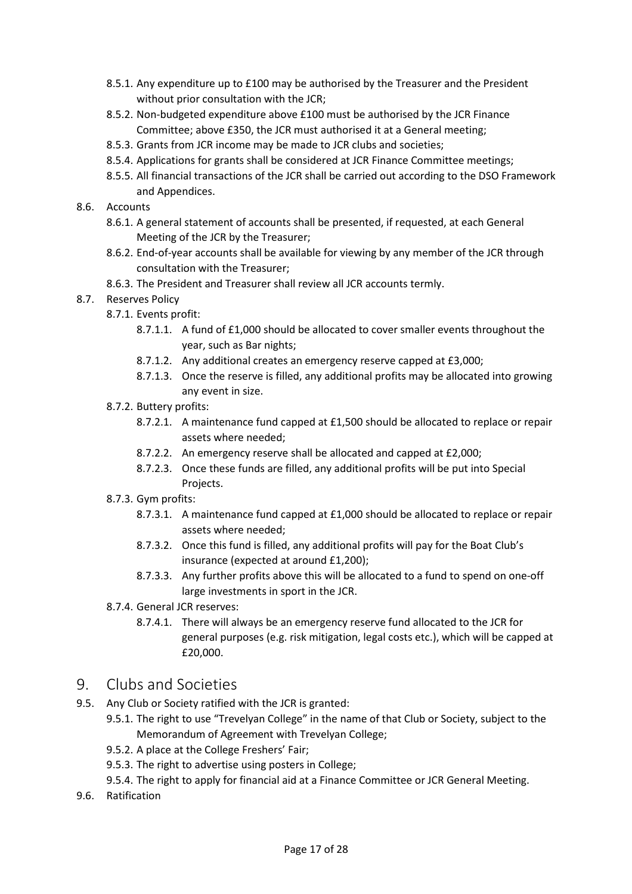- 8.5.1. Any expenditure up to £100 may be authorised by the Treasurer and the President without prior consultation with the JCR;
- 8.5.2. Non-budgeted expenditure above £100 must be authorised by the JCR Finance Committee; above £350, the JCR must authorised it at a General meeting;
- 8.5.3. Grants from JCR income may be made to JCR clubs and societies;
- 8.5.4. Applications for grants shall be considered at JCR Finance Committee meetings;
- 8.5.5. All financial transactions of the JCR shall be carried out according to the DSO Framework and Appendices.

8.6. Accounts

- 8.6.1. A general statement of accounts shall be presented, if requested, at each General Meeting of the JCR by the Treasurer;
- 8.6.2. End-of-year accounts shall be available for viewing by any member of the JCR through consultation with the Treasurer;
- 8.6.3. The President and Treasurer shall review all JCR accounts termly.

8.7. Reserves Policy

- 8.7.1. Events profit:
  - 8.7.1.1. A fund of £1,000 should be allocated to cover smaller events throughout the year, such as Bar nights;
  - 8.7.1.2. Any additional creates an emergency reserve capped at £3,000;
  - 8.7.1.3. Once the reserve is filled, any additional profits may be allocated into growing any event in size.
- 8.7.2. Buttery profits:
  - 8.7.2.1. A maintenance fund capped at £1,500 should be allocated to replace or repair assets where needed;
  - 8.7.2.2. An emergency reserve shall be allocated and capped at £2,000;
  - 8.7.2.3. Once these funds are filled, any additional profits will be put into Special Projects.
- 8.7.3. Gym profits:
  - 8.7.3.1. A maintenance fund capped at £1,000 should be allocated to replace or repair assets where needed;
  - 8.7.3.2. Once this fund is filled, any additional profits will pay for the Boat Club's insurance (expected at around £1,200);
  - 8.7.3.3. Any further profits above this will be allocated to a fund to spend on one-off large investments in sport in the JCR.
- 8.7.4. General JCR reserves:
  - 8.7.4.1. There will always be an emergency reserve fund allocated to the JCR for general purposes (e.g. risk mitigation, legal costs etc.), which will be capped at £20,000.

# 9. Clubs and Societies

9.5. Any Club or Society ratified with the JCR is granted:

- 9.5.1. The right to use "Trevelyan College" in the name of that Club or Society, subject to the Memorandum of Agreement with Trevelyan College;
- 9.5.2. A place at the College Freshers' Fair;
- 9.5.3. The right to advertise using posters in College;
- 9.5.4. The right to apply for financial aid at a Finance Committee or JCR General Meeting.

9.6. Ratification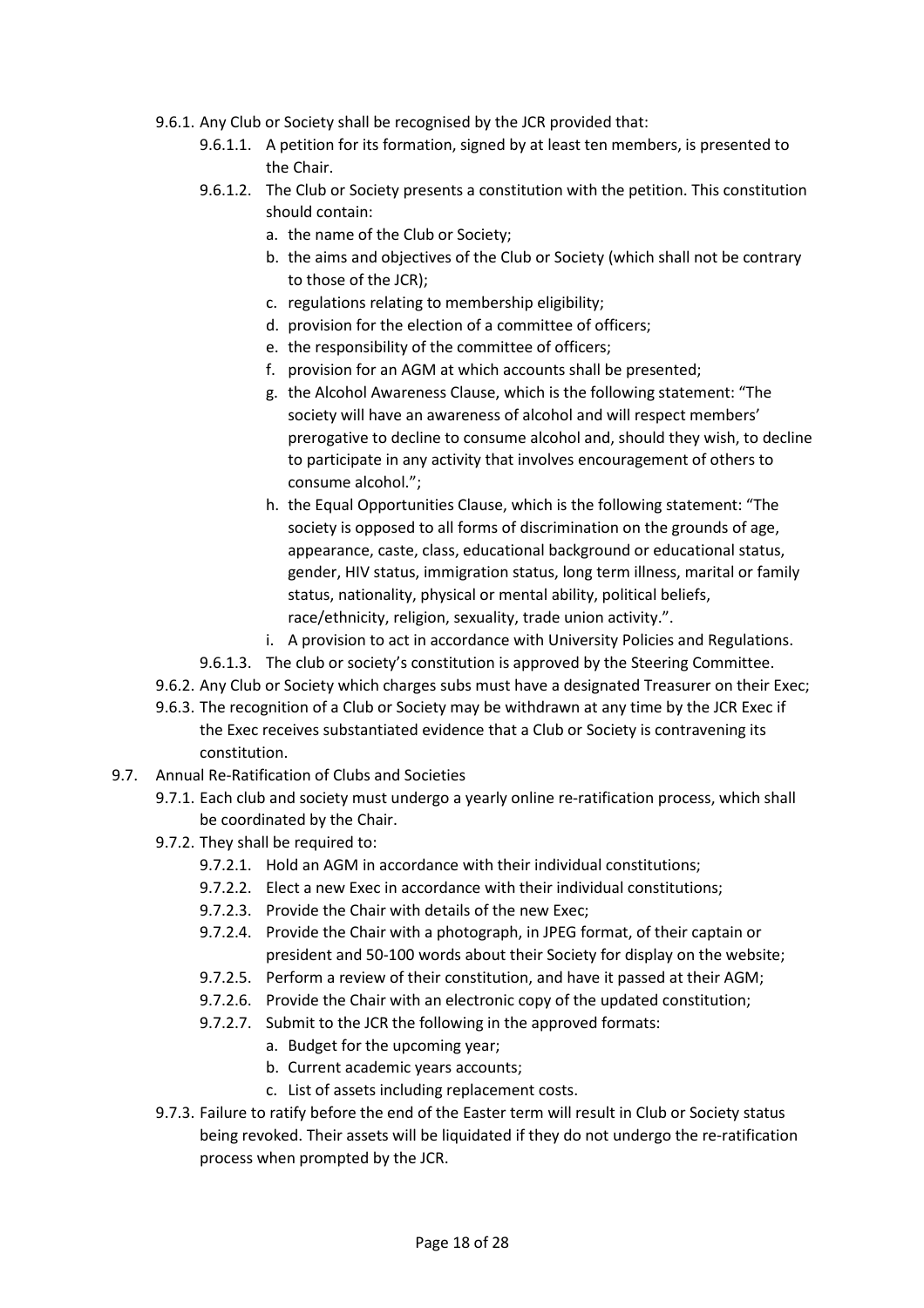- 9.6.1. Any Club or Society shall be recognised by the JCR provided that:
  - 9.6.1.1. A petition for its formation, signed by at least ten members, is presented to the Chair.
  - 9.6.1.2. The Club or Society presents a constitution with the petition. This constitution should contain:
    - a. the name of the Club or Society;
    - b. the aims and objectives of the Club or Society (which shall not be contrary to those of the JCR);
    - c. regulations relating to membership eligibility;
    - d. provision for the election of a committee of officers;
    - e. the responsibility of the committee of officers;
    - f. provision for an AGM at which accounts shall be presented;
    - g. the Alcohol Awareness Clause, which is the following statement: "The society will have an awareness of alcohol and will respect members' prerogative to decline to consume alcohol and, should they wish, to decline to participate in any activity that involves encouragement of others to consume alcohol.";
    - h. the Equal Opportunities Clause, which is the following statement: "The society is opposed to all forms of discrimination on the grounds of age, appearance, caste, class, educational background or educational status, gender, HIV status, immigration status, long term illness, marital or family status, nationality, physical or mental ability, political beliefs, race/ethnicity, religion, sexuality, trade union activity.".
    - i. A provision to act in accordance with University Policies and Regulations.
  - 9.6.1.3. The club or society's constitution is approved by the Steering Committee.
- 9.6.2. Any Club or Society which charges subs must have a designated Treasurer on their Exec;
- 9.6.3. The recognition of a Club or Society may be withdrawn at any time by the JCR Exec if the Exec receives substantiated evidence that a Club or Society is contravening its constitution.

9.7. Annual Re-Ratification of Clubs and Societies

- 9.7.1. Each club and society must undergo a yearly online re-ratification process, which shall be coordinated by the Chair.
- 9.7.2. They shall be required to:
  - 9.7.2.1. Hold an AGM in accordance with their individual constitutions;
  - 9.7.2.2. Elect a new Exec in accordance with their individual constitutions;
  - 9.7.2.3. Provide the Chair with details of the new Exec;
  - 9.7.2.4. Provide the Chair with a photograph, in JPEG format, of their captain or president and 50-100 words about their Society for display on the website;
  - 9.7.2.5. Perform a review of their constitution, and have it passed at their AGM;
  - 9.7.2.6. Provide the Chair with an electronic copy of the updated constitution;
  - 9.7.2.7. Submit to the JCR the following in the approved formats:
    - a. Budget for the upcoming year;
    - b. Current academic years accounts;
    - c. List of assets including replacement costs.
- 9.7.3. Failure to ratify before the end of the Easter term will result in Club or Society status being revoked. Their assets will be liquidated if they do not undergo the re-ratification process when prompted by the JCR.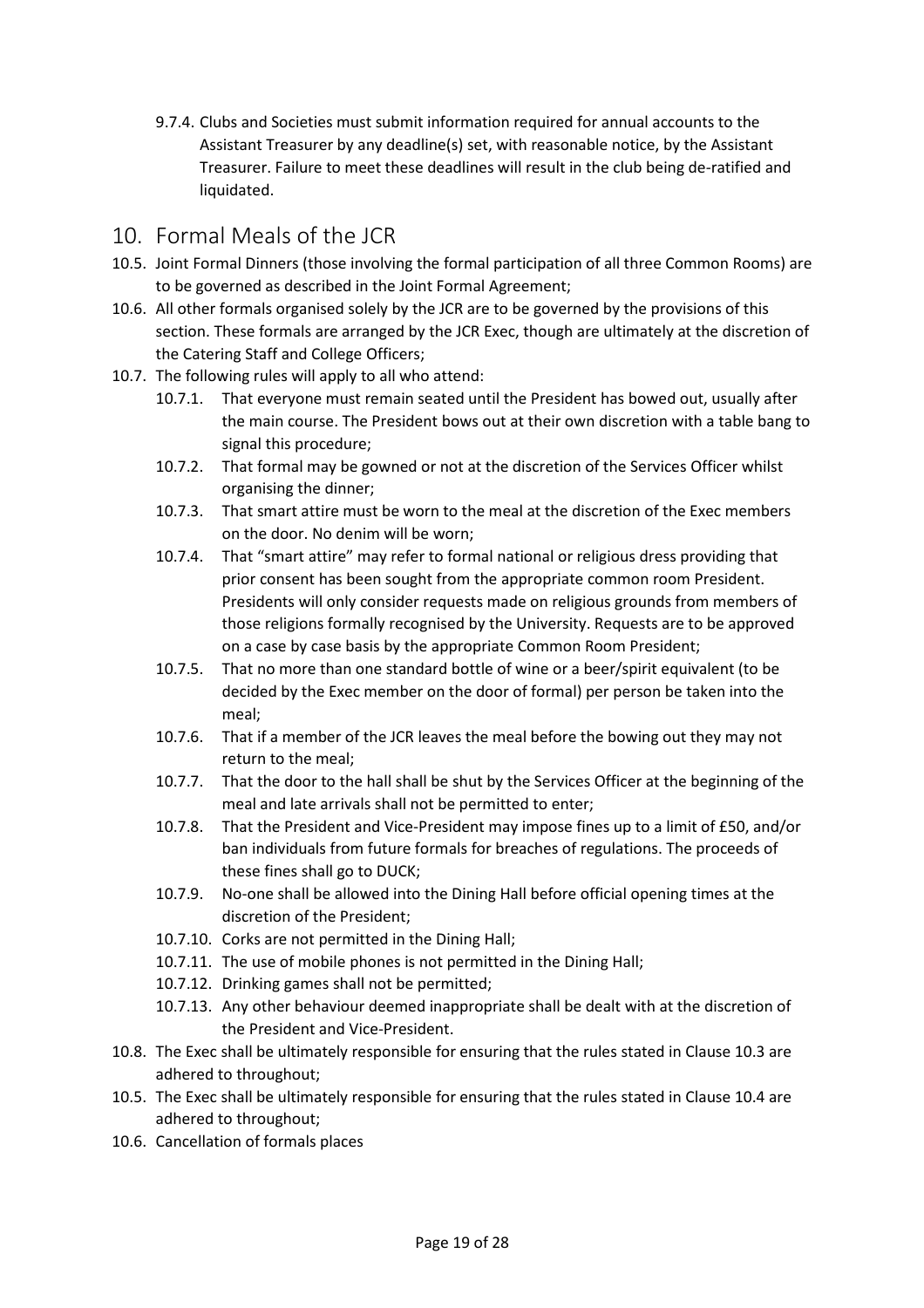9.7.4. Clubs and Societies must submit information required for annual accounts to the Assistant Treasurer by any deadline(s) set, with reasonable notice, by the Assistant Treasurer. Failure to meet these deadlines will result in the club being de-ratified and liquidated.

## 10. Formal Meals of the JCR

10.5. Joint Formal Dinners (those involving the formal participation of all three Common Rooms) are to be governed as described in the Joint Formal Agreement;

10.6. All other formals organised solely by the JCR are to be governed by the provisions of this section. These formals are arranged by the JCR Exec, though are ultimately at the discretion of the Catering Staff and College Officers;

10.7. The following rules will apply to all who attend:

10.7.1. That everyone must remain seated until the President has bowed out, usually after the main course. The President bows out at their own discretion with a table bang to signal this procedure;

10.7.2. That formal may be gowned or not at the discretion of the Services Officer whilst organising the dinner;

10.7.3. That smart attire must be worn to the meal at the discretion of the Exec members on the door. No denim will be worn;

10.7.4. That "smart attire" may refer to formal national or religious dress providing that prior consent has been sought from the appropriate common room President. Presidents will only consider requests made on religious grounds from members of those religions formally recognised by the University. Requests are to be approved on a case by case basis by the appropriate Common Room President;

10.7.5. That no more than one standard bottle of wine or a beer/spirit equivalent (to be decided by the Exec member on the door of formal) per person be taken into the meal;

10.7.6. That if a member of the JCR leaves the meal before the bowing out they may not return to the meal;

10.7.7. That the door to the hall shall be shut by the Services Officer at the beginning of the meal and late arrivals shall not be permitted to enter;

10.7.8. That the President and Vice-President may impose fines up to a limit of £50, and/or ban individuals from future formals for breaches of regulations. The proceeds of these fines shall go to DUCK;

10.7.9. No-one shall be allowed into the Dining Hall before official opening times at the discretion of the President;

10.7.10. Corks are not permitted in the Dining Hall;

10.7.11. The use of mobile phones is not permitted in the Dining Hall;

10.7.12. Drinking games shall not be permitted;

10.7.13. Any other behaviour deemed inappropriate shall be dealt with at the discretion of the President and Vice-President.

10.8. The Exec shall be ultimately responsible for ensuring that the rules stated in Clause 10.3 are adhered to throughout;

10.5. The Exec shall be ultimately responsible for ensuring that the rules stated in Clause 10.4 are adhered to throughout;

10.6. Cancellation of formals places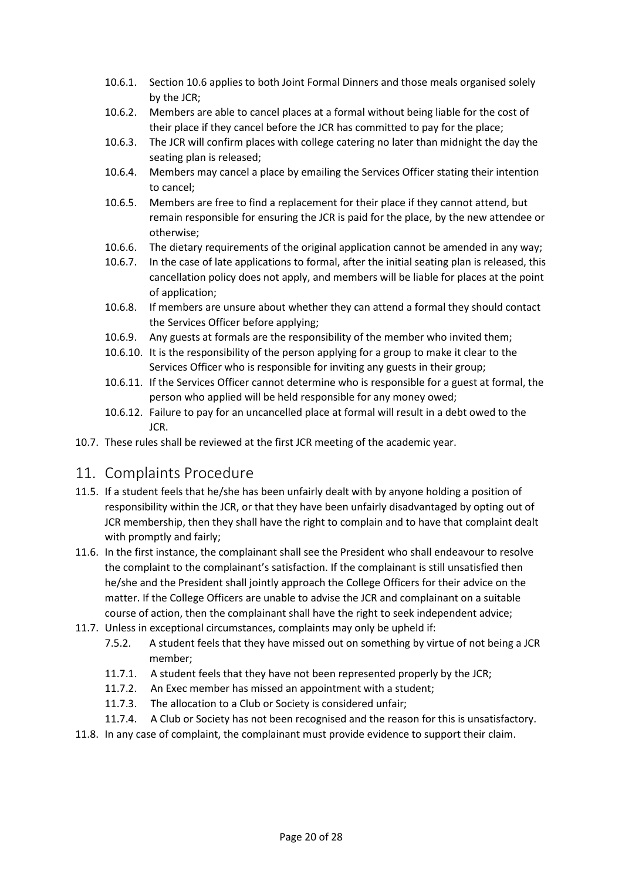- 10.6.1. Section 10.6 applies to both Joint Formal Dinners and those meals organised solely by the JCR;
- 10.6.2. Members are able to cancel places at a formal without being liable for the cost of their place if they cancel before the JCR has committed to pay for the place;
- 10.6.3. The JCR will confirm places with college catering no later than midnight the day the seating plan is released;
- 10.6.4. Members may cancel a place by emailing the Services Officer stating their intention to cancel;
- 10.6.5. Members are free to find a replacement for their place if they cannot attend, but remain responsible for ensuring the JCR is paid for the place, by the new attendee or otherwise;
- 10.6.6. The dietary requirements of the original application cannot be amended in any way;
- 10.6.7. In the case of late applications to formal, after the initial seating plan is released, this cancellation policy does not apply, and members will be liable for places at the point of application;
- 10.6.8. If members are unsure about whether they can attend a formal they should contact the Services Officer before applying;
- 10.6.9. Any guests at formals are the responsibility of the member who invited them;
- 10.6.10. It is the responsibility of the person applying for a group to make it clear to the Services Officer who is responsible for inviting any guests in their group;
- 10.6.11. If the Services Officer cannot determine who is responsible for a guest at formal, the person who applied will be held responsible for any money owed;
- 10.6.12. Failure to pay for an uncancelled place at formal will result in a debt owed to the JCR.

10.7. These rules shall be reviewed at the first JCR meeting of the academic year.

# 11. Complaints Procedure

11.5. If a student feels that he/she has been unfairly dealt with by anyone holding a position of responsibility within the JCR, or that they have been unfairly disadvantaged by opting out of JCR membership, then they shall have the right to complain and to have that complaint dealt with promptly and fairly;

11.6. In the first instance, the complainant shall see the President who shall endeavour to resolve the complaint to the complainant's satisfaction. If the complainant is still unsatisfied then he/she and the President shall jointly approach the College Officers for their advice on the matter. If the College Officers are unable to advise the JCR and complainant on a suitable course of action, then the complainant shall have the right to seek independent advice;

11.7. Unless in exceptional circumstances, complaints may only be upheld if:

- 7.5.2. A student feels that they have missed out on something by virtue of not being a JCR member;
- 11.7.1. A student feels that they have not been represented properly by the JCR;
- 11.7.2. An Exec member has missed an appointment with a student;
- 11.7.3. The allocation to a Club or Society is considered unfair;
- 11.7.4. A Club or Society has not been recognised and the reason for this is unsatisfactory.

11.8. In any case of complaint, the complainant must provide evidence to support their claim.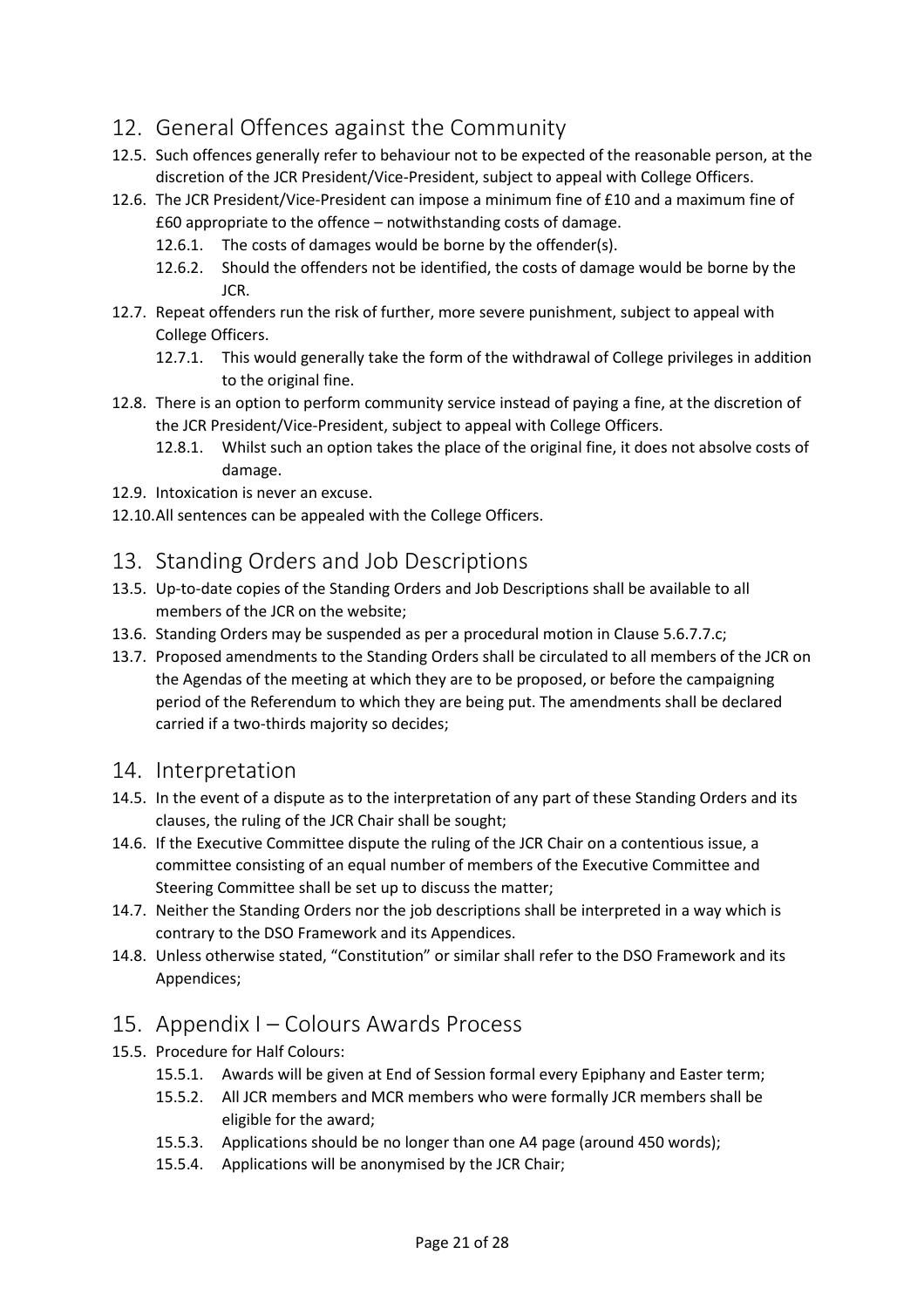## 12. General Offences against the Community

12.5. Such offences generally refer to behaviour not to be expected of the reasonable person, at the discretion of the JCR President/Vice-President, subject to appeal with College Officers.

12.6. The JCR President/Vice-President can impose a minimum fine of £10 and a maximum fine of £60 appropriate to the offence – notwithstanding costs of damage.

- 12.6.1. The costs of damages would be borne by the offender(s).
- 12.6.2. Should the offenders not be identified, the costs of damage would be borne by the JCR.

12.7. Repeat offenders run the risk of further, more severe punishment, subject to appeal with College Officers.

- 12.7.1. This would generally take the form of the withdrawal of College privileges in addition to the original fine.

12.8. There is an option to perform community service instead of paying a fine, at the discretion of the JCR President/Vice-President, subject to appeal with College Officers.

- 12.8.1. Whilst such an option takes the place of the original fine, it does not absolve costs of damage.

12.9. Intoxication is never an excuse.

12.10. All sentences can be appealed with the College Officers.

## 13. Standing Orders and Job Descriptions

13.5. Up-to-date copies of the Standing Orders and Job Descriptions shall be available to all members of the JCR on the website;

13.6. Standing Orders may be suspended as per a procedural motion in Clause 5.6.7.7.c;

13.7. Proposed amendments to the Standing Orders shall be circulated to all members of the JCR on the Agendas of the meeting at which they are to be proposed, or before the campaigning period of the Referendum to which they are being put. The amendments shall be declared carried if a two-thirds majority so decides;

## 14. Interpretation

14.5. In the event of a dispute as to the interpretation of any part of these Standing Orders and its clauses, the ruling of the JCR Chair shall be sought;

14.6. If the Executive Committee dispute the ruling of the JCR Chair on a contentious issue, a committee consisting of an equal number of members of the Executive Committee and Steering Committee shall be set up to discuss the matter;

14.7. Neither the Standing Orders nor the job descriptions shall be interpreted in a way which is contrary to the DSO Framework and its Appendices.

14.8. Unless otherwise stated, "Constitution" or similar shall refer to the DSO Framework and its Appendices;

## 15. Appendix I – Colours Awards Process

15.5. Procedure for Half Colours:

- 15.5.1. Awards will be given at End of Session formal every Epiphany and Easter term;
- 15.5.2. All JCR members and MCR members who were formally JCR members shall be eligible for the award;
- 15.5.3. Applications should be no longer than one A4 page (around 450 words);
- 15.5.4. Applications will be anonymised by the JCR Chair;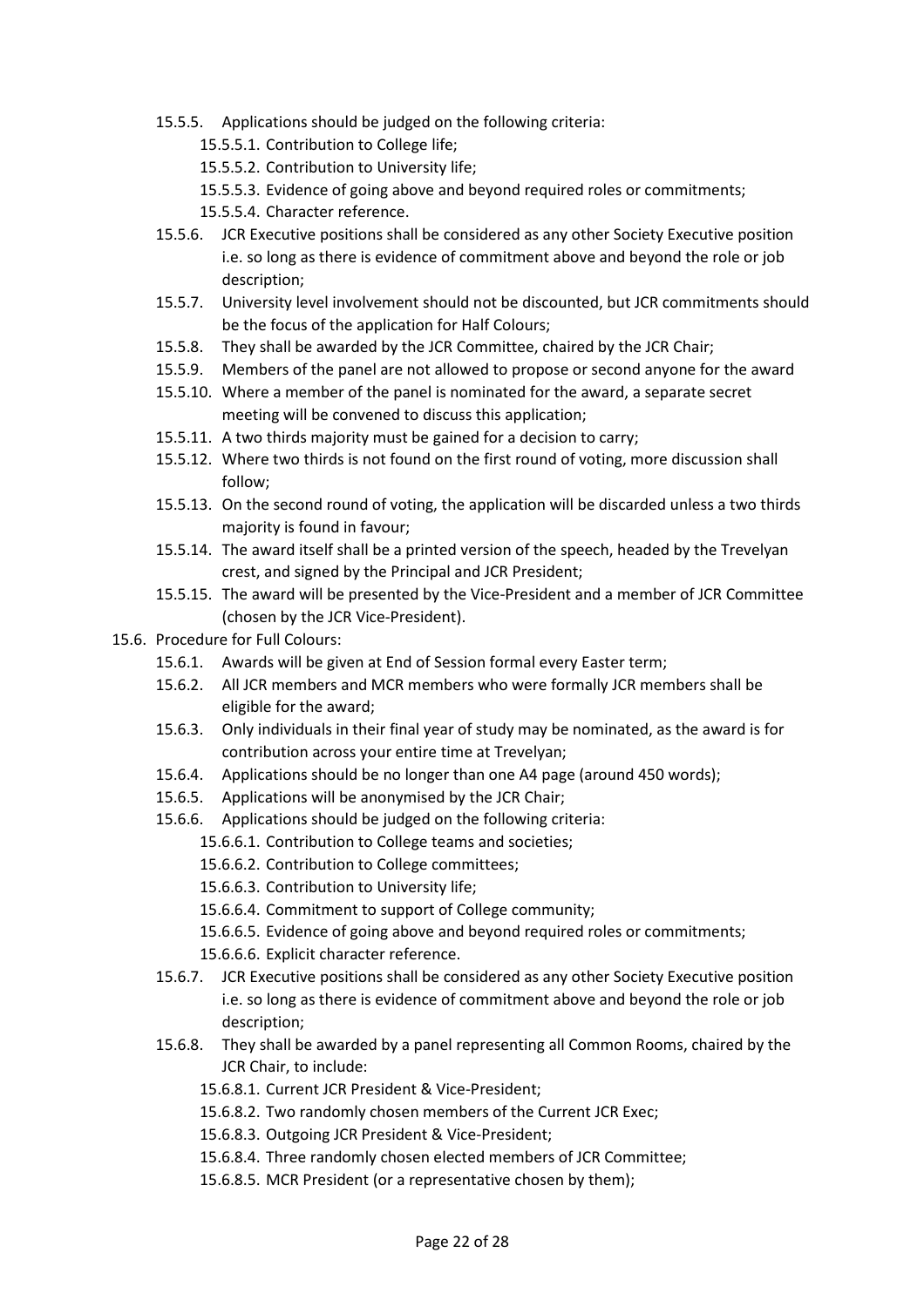- 15.5.5. Applications should be judged on the following criteria:
  - 15.5.5.1. Contribution to College life;
  - 15.5.5.2. Contribution to University life;
  - 15.5.5.3. Evidence of going above and beyond required roles or commitments;
  - 15.5.5.4. Character reference.
- 15.5.6. JCR Executive positions shall be considered as any other Society Executive position i.e. so long as there is evidence of commitment above and beyond the role or job description;
- 15.5.7. University level involvement should not be discounted, but JCR commitments should be the focus of the application for Half Colours;
- 15.5.8. They shall be awarded by the JCR Committee, chaired by the JCR Chair;
- 15.5.9. Members of the panel are not allowed to propose or second anyone for the award
- 15.5.10. Where a member of the panel is nominated for the award, a separate secret meeting will be convened to discuss this application;
- 15.5.11. A two thirds majority must be gained for a decision to carry;
- 15.5.12. Where two thirds is not found on the first round of voting, more discussion shall follow;
- 15.5.13. On the second round of voting, the application will be discarded unless a two thirds majority is found in favour;
- 15.5.14. The award itself shall be a printed version of the speech, headed by the Trevelyan crest, and signed by the Principal and JCR President;
- 15.5.15. The award will be presented by the Vice-President and a member of JCR Committee (chosen by the JCR Vice-President).

15.6. Procedure for Full Colours:

- 15.6.1. Awards will be given at End of Session formal every Easter term;
- 15.6.2. All JCR members and MCR members who were formally JCR members shall be eligible for the award;
- 15.6.3. Only individuals in their final year of study may be nominated, as the award is for contribution across your entire time at Trevelyan;
- 15.6.4. Applications should be no longer than one A4 page (around 450 words);
- 15.6.5. Applications will be anonymised by the JCR Chair;
- 15.6.6. Applications should be judged on the following criteria:
  - 15.6.6.1. Contribution to College teams and societies;
  - 15.6.6.2. Contribution to College committees;
  - 15.6.6.3. Contribution to University life;
  - 15.6.6.4. Commitment to support of College community;
  - 15.6.6.5. Evidence of going above and beyond required roles or commitments;
  - 15.6.6.6. Explicit character reference.
- 15.6.7. JCR Executive positions shall be considered as any other Society Executive position i.e. so long as there is evidence of commitment above and beyond the role or job description;
- 15.6.8. They shall be awarded by a panel representing all Common Rooms, chaired by the JCR Chair, to include:
  - 15.6.8.1. Current JCR President & Vice-President;
  - 15.6.8.2. Two randomly chosen members of the Current JCR Exec;
  - 15.6.8.3. Outgoing JCR President & Vice-President;
  - 15.6.8.4. Three randomly chosen elected members of JCR Committee;
  - 15.6.8.5. MCR President (or a representative chosen by them);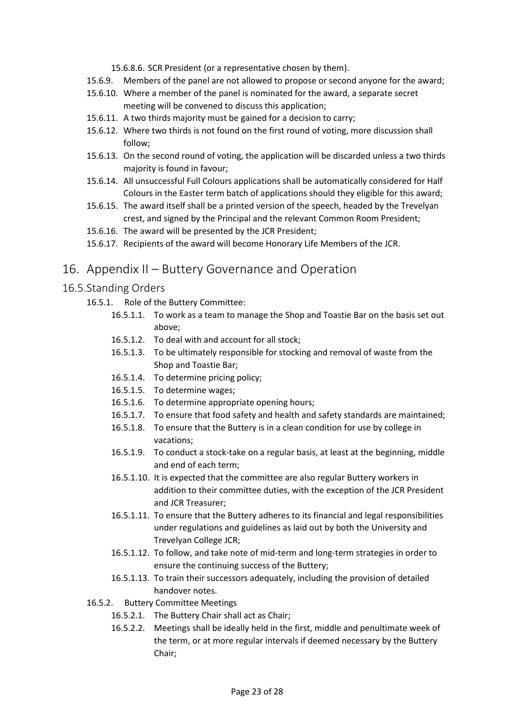15.6.8.6. SCR President (or a representative chosen by them).

15.6.9. Members of the panel are not allowed to propose or second anyone for the award;

15.6.10. Where a member of the panel is nominated for the award, a separate secret meeting will be convened to discuss this application;

15.6.11. A two thirds majority must be gained for a decision to carry;

15.6.12. Where two thirds is not found on the first round of voting, more discussion shall follow;

15.6.13. On the second round of voting, the application will be discarded unless a two thirds majority is found in favour;

15.6.14. All unsuccessful Full Colours applications shall be automatically considered for Half Colours in the Easter term batch of applications should they eligible for this award;

15.6.15. The award itself shall be a printed version of the speech, headed by the Trevelyan crest, and signed by the Principal and the relevant Common Room President;

15.6.16. The award will be presented by the JCR President;

15.6.17. Recipients of the award will become Honorary Life Members of the JCR.

# 16. Appendix II – Buttery Governance and Operation

## 16.5. Standing Orders

16.5.1. Role of the Buttery Committee:

16.5.1.1. To work as a team to manage the Shop and Toastie Bar on the basis set out above;

16.5.1.2. To deal with and account for all stock;

16.5.1.3. To be ultimately responsible for stocking and removal of waste from the Shop and Toastie Bar;

16.5.1.4. To determine pricing policy;

16.5.1.5. To determine wages;

16.5.1.6. To determine appropriate opening hours;

16.5.1.7. To ensure that food safety and health and safety standards are maintained;

16.5.1.8. To ensure that the Buttery is in a clean condition for use by college in vacations;

16.5.1.9. To conduct a stock-take on a regular basis, at least at the beginning, middle and end of each term;

16.5.1.10. It is expected that the committee are also regular Buttery workers in addition to their committee duties, with the exception of the JCR President and JCR Treasurer;

16.5.1.11. To ensure that the Buttery adheres to its financial and legal responsibilities under regulations and guidelines as laid out by both the University and Trevelyan College JCR;

16.5.1.12. To follow, and take note of mid-term and long-term strategies in order to ensure the continuing success of the Buttery;

16.5.1.13. To train their successors adequately, including the provision of detailed handover notes.

16.5.2. Buttery Committee Meetings

16.5.2.1. The Buttery Chair shall act as Chair;

16.5.2.2. Meetings shall be ideally held in the first, middle and penultimate week of the term, or at more regular intervals if deemed necessary by the Buttery Chair;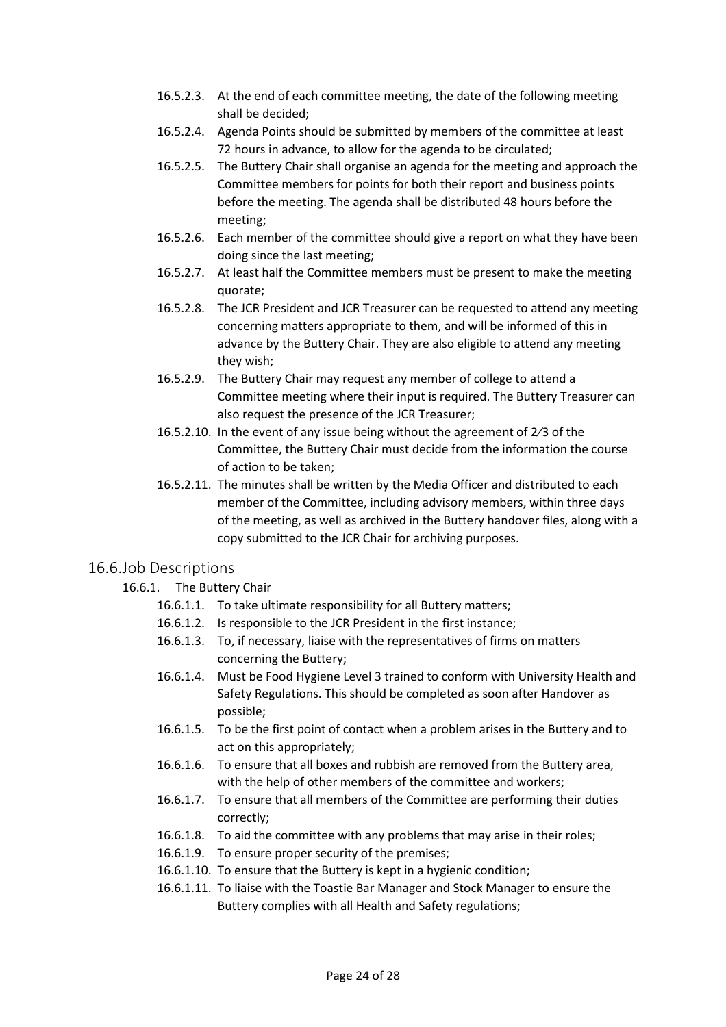- 16.5.2.3. At the end of each committee meeting, the date of the following meeting shall be decided;
- 16.5.2.4. Agenda Points should be submitted by members of the committee at least 72 hours in advance, to allow for the agenda to be circulated;
- 16.5.2.5. The Buttery Chair shall organise an agenda for the meeting and approach the Committee members for points for both their report and business points before the meeting. The agenda shall be distributed 48 hours before the meeting;
- 16.5.2.6. Each member of the committee should give a report on what they have been doing since the last meeting;
- 16.5.2.7. At least half the Committee members must be present to make the meeting quorate;
- 16.5.2.8. The JCR President and JCR Treasurer can be requested to attend any meeting concerning matters appropriate to them, and will be informed of this in advance by the Buttery Chair. They are also eligible to attend any meeting they wish;
- 16.5.2.9. The Buttery Chair may request any member of college to attend a Committee meeting where their input is required. The Buttery Treasurer can also request the presence of the JCR Treasurer;
- 16.5.2.10. In the event of any issue being without the agreement of 2⁄3 of the Committee, the Buttery Chair must decide from the information the course of action to be taken;
- 16.5.2.11. The minutes shall be written by the Media Officer and distributed to each member of the Committee, including advisory members, within three days of the meeting, as well as archived in the Buttery handover files, along with a copy submitted to the JCR Chair for archiving purposes.

## 16.6. Job Descriptions

### 16.6.1. The Buttery Chair

- 16.6.1.1. To take ultimate responsibility for all Buttery matters;
- 16.6.1.2. Is responsible to the JCR President in the first instance;
- 16.6.1.3. To, if necessary, liaise with the representatives of firms on matters concerning the Buttery;
- 16.6.1.4. Must be Food Hygiene Level 3 trained to conform with University Health and Safety Regulations. This should be completed as soon after Handover as possible;
- 16.6.1.5. To be the first point of contact when a problem arises in the Buttery and to act on this appropriately;
- 16.6.1.6. To ensure that all boxes and rubbish are removed from the Buttery area, with the help of other members of the committee and workers;
- 16.6.1.7. To ensure that all members of the Committee are performing their duties correctly;
- 16.6.1.8. To aid the committee with any problems that may arise in their roles;
- 16.6.1.9. To ensure proper security of the premises;
- 16.6.1.10. To ensure that the Buttery is kept in a hygienic condition;
- 16.6.1.11. To liaise with the Toastie Bar Manager and Stock Manager to ensure the Buttery complies with all Health and Safety regulations;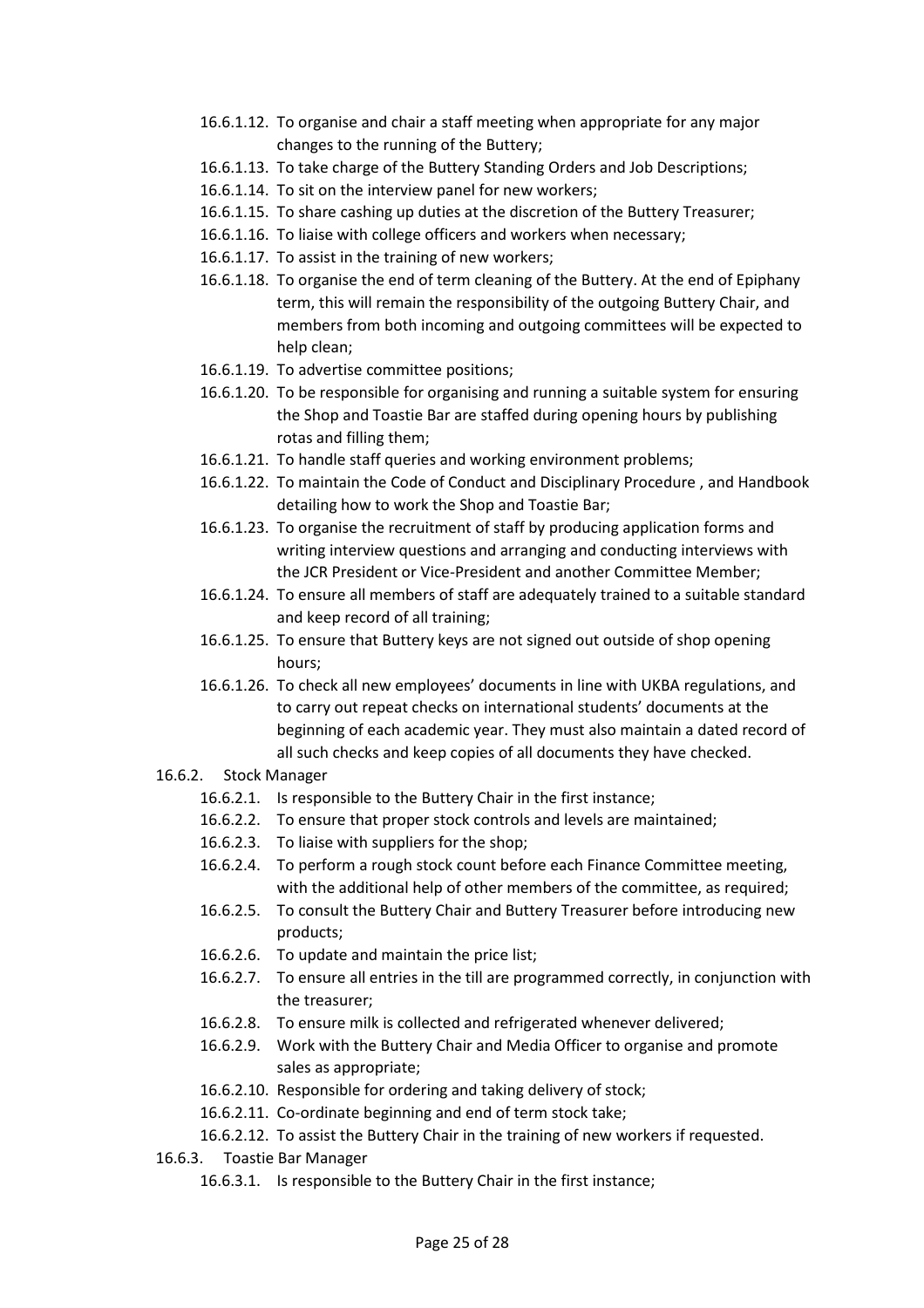- 16.6.1.12. To organise and chair a staff meeting when appropriate for any major changes to the running of the Buttery;
- 16.6.1.13. To take charge of the Buttery Standing Orders and Job Descriptions;
- 16.6.1.14. To sit on the interview panel for new workers;
- 16.6.1.15. To share cashing up duties at the discretion of the Buttery Treasurer;
- 16.6.1.16. To liaise with college officers and workers when necessary;
- 16.6.1.17. To assist in the training of new workers;
- 16.6.1.18. To organise the end of term cleaning of the Buttery. At the end of Epiphany term, this will remain the responsibility of the outgoing Buttery Chair, and members from both incoming and outgoing committees will be expected to help clean;
- 16.6.1.19. To advertise committee positions;
- 16.6.1.20. To be responsible for organising and running a suitable system for ensuring the Shop and Toastie Bar are staffed during opening hours by publishing rotas and filling them;
- 16.6.1.21. To handle staff queries and working environment problems;
- 16.6.1.22. To maintain the Code of Conduct and Disciplinary Procedure , and Handbook detailing how to work the Shop and Toastie Bar;
- 16.6.1.23. To organise the recruitment of staff by producing application forms and writing interview questions and arranging and conducting interviews with the JCR President or Vice-President and another Committee Member;
- 16.6.1.24. To ensure all members of staff are adequately trained to a suitable standard and keep record of all training;
- 16.6.1.25. To ensure that Buttery keys are not signed out outside of shop opening hours;
- 16.6.1.26. To check all new employees' documents in line with UKBA regulations, and to carry out repeat checks on international students' documents at the beginning of each academic year. They must also maintain a dated record of all such checks and keep copies of all documents they have checked.

16.6.2. Stock Manager

- 16.6.2.1. Is responsible to the Buttery Chair in the first instance;
- 16.6.2.2. To ensure that proper stock controls and levels are maintained;
- 16.6.2.3. To liaise with suppliers for the shop;
- 16.6.2.4. To perform a rough stock count before each Finance Committee meeting, with the additional help of other members of the committee, as required;
- 16.6.2.5. To consult the Buttery Chair and Buttery Treasurer before introducing new products;
- 16.6.2.6. To update and maintain the price list;
- 16.6.2.7. To ensure all entries in the till are programmed correctly, in conjunction with the treasurer;
- 16.6.2.8. To ensure milk is collected and refrigerated whenever delivered;
- 16.6.2.9. Work with the Buttery Chair and Media Officer to organise and promote sales as appropriate;
- 16.6.2.10. Responsible for ordering and taking delivery of stock;
- 16.6.2.11. Co-ordinate beginning and end of term stock take;
- 16.6.2.12. To assist the Buttery Chair in the training of new workers if requested.

16.6.3. Toastie Bar Manager

- 16.6.3.1. Is responsible to the Buttery Chair in the first instance;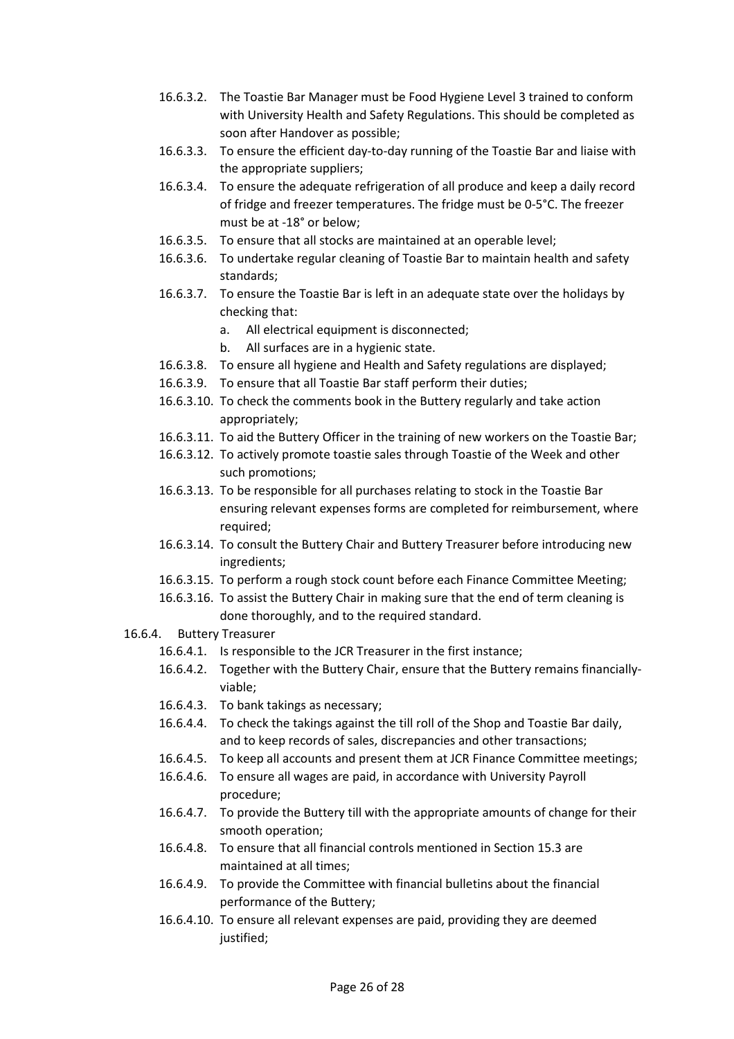- 16.6.3.2. The Toastie Bar Manager must be Food Hygiene Level 3 trained to conform with University Health and Safety Regulations. This should be completed as soon after Handover as possible;
- 16.6.3.3. To ensure the efficient day-to-day running of the Toastie Bar and liaise with the appropriate suppliers;
- 16.6.3.4. To ensure the adequate refrigeration of all produce and keep a daily record of fridge and freezer temperatures. The fridge must be 0-5°C. The freezer must be at -18° or below;
- 16.6.3.5. To ensure that all stocks are maintained at an operable level;
- 16.6.3.6. To undertake regular cleaning of Toastie Bar to maintain health and safety standards;
- 16.6.3.7. To ensure the Toastie Bar is left in an adequate state over the holidays by checking that:
    - a. All electrical equipment is disconnected;
    - b. All surfaces are in a hygienic state.
- 16.6.3.8. To ensure all hygiene and Health and Safety regulations are displayed;
- 16.6.3.9. To ensure that all Toastie Bar staff perform their duties;
- 16.6.3.10. To check the comments book in the Buttery regularly and take action appropriately;
- 16.6.3.11. To aid the Buttery Officer in the training of new workers on the Toastie Bar;
- 16.6.3.12. To actively promote toastie sales through Toastie of the Week and other such promotions;
- 16.6.3.13. To be responsible for all purchases relating to stock in the Toastie Bar ensuring relevant expenses forms are completed for reimbursement, where required;
- 16.6.3.14. To consult the Buttery Chair and Buttery Treasurer before introducing new ingredients;
- 16.6.3.15. To perform a rough stock count before each Finance Committee Meeting;
- 16.6.3.16. To assist the Buttery Chair in making sure that the end of term cleaning is done thoroughly, and to the required standard.

16.6.4. Buttery Treasurer

- 16.6.4.1. Is responsible to the JCR Treasurer in the first instance;
- 16.6.4.2. Together with the Buttery Chair, ensure that the Buttery remains financially-viable;
- 16.6.4.3. To bank takings as necessary;
- 16.6.4.4. To check the takings against the till roll of the Shop and Toastie Bar daily, and to keep records of sales, discrepancies and other transactions;
- 16.6.4.5. To keep all accounts and present them at JCR Finance Committee meetings;
- 16.6.4.6. To ensure all wages are paid, in accordance with University Payroll procedure;
- 16.6.4.7. To provide the Buttery till with the appropriate amounts of change for their smooth operation;
- 16.6.4.8. To ensure that all financial controls mentioned in Section 15.3 are maintained at all times;
- 16.6.4.9. To provide the Committee with financial bulletins about the financial performance of the Buttery;
- 16.6.4.10. To ensure all relevant expenses are paid, providing they are deemed justified;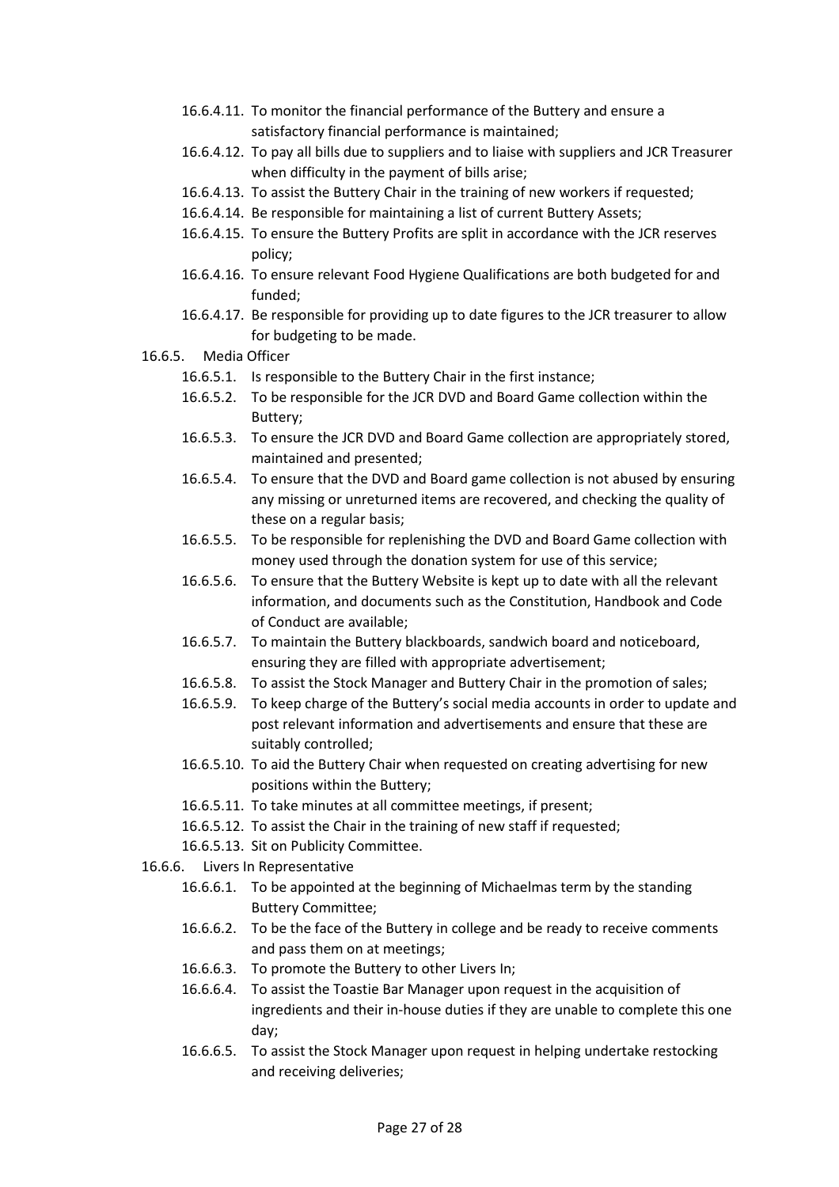- 16.6.4.11. To monitor the financial performance of the Buttery and ensure a satisfactory financial performance is maintained;
- 16.6.4.12. To pay all bills due to suppliers and to liaise with suppliers and JCR Treasurer when difficulty in the payment of bills arise;
- 16.6.4.13. To assist the Buttery Chair in the training of new workers if requested;
- 16.6.4.14. Be responsible for maintaining a list of current Buttery Assets;
- 16.6.4.15. To ensure the Buttery Profits are split in accordance with the JCR reserves policy;
- 16.6.4.16. To ensure relevant Food Hygiene Qualifications are both budgeted for and funded;
- 16.6.4.17. Be responsible for providing up to date figures to the JCR treasurer to allow for budgeting to be made.

16.6.5. Media Officer

- 16.6.5.1. Is responsible to the Buttery Chair in the first instance;
- 16.6.5.2. To be responsible for the JCR DVD and Board Game collection within the Buttery;
- 16.6.5.3. To ensure the JCR DVD and Board Game collection are appropriately stored, maintained and presented;
- 16.6.5.4. To ensure that the DVD and Board game collection is not abused by ensuring any missing or unreturned items are recovered, and checking the quality of these on a regular basis;
- 16.6.5.5. To be responsible for replenishing the DVD and Board Game collection with money used through the donation system for use of this service;
- 16.6.5.6. To ensure that the Buttery Website is kept up to date with all the relevant information, and documents such as the Constitution, Handbook and Code of Conduct are available;
- 16.6.5.7. To maintain the Buttery blackboards, sandwich board and noticeboard, ensuring they are filled with appropriate advertisement;
- 16.6.5.8. To assist the Stock Manager and Buttery Chair in the promotion of sales;
- 16.6.5.9. To keep charge of the Buttery's social media accounts in order to update and post relevant information and advertisements and ensure that these are suitably controlled;
- 16.6.5.10. To aid the Buttery Chair when requested on creating advertising for new positions within the Buttery;
- 16.6.5.11. To take minutes at all committee meetings, if present;
- 16.6.5.12. To assist the Chair in the training of new staff if requested;
- 16.6.5.13. Sit on Publicity Committee.

16.6.6. Livers In Representative

- 16.6.6.1. To be appointed at the beginning of Michaelmas term by the standing Buttery Committee;
- 16.6.6.2. To be the face of the Buttery in college and be ready to receive comments and pass them on at meetings;
- 16.6.6.3. To promote the Buttery to other Livers In;
- 16.6.6.4. To assist the Toastie Bar Manager upon request in the acquisition of ingredients and their in-house duties if they are unable to complete this one day;
- 16.6.6.5. To assist the Stock Manager upon request in helping undertake restocking and receiving deliveries;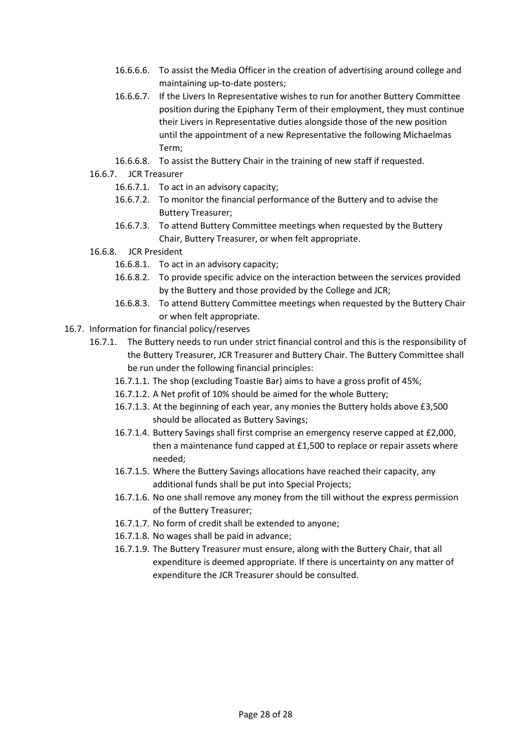- 16.6.6.6. To assist the Media Officer in the creation of advertising around college and maintaining up-to-date posters;
- 16.6.6.7. If the Livers In Representative wishes to run for another Buttery Committee position during the Epiphany Term of their employment, they must continue their Livers in Representative duties alongside those of the new position until the appointment of a new Representative the following Michaelmas Term;
- 16.6.6.8. To assist the Buttery Chair in the training of new staff if requested.

16.6.7. JCR Treasurer

- 16.6.7.1. To act in an advisory capacity;
- 16.6.7.2. To monitor the financial performance of the Buttery and to advise the Buttery Treasurer;
- 16.6.7.3. To attend Buttery Committee meetings when requested by the Buttery Chair, Buttery Treasurer, or when felt appropriate.

16.6.8. JCR President

- 16.6.8.1. To act in an advisory capacity;
- 16.6.8.2. To provide specific advice on the interaction between the services provided by the Buttery and those provided by the College and JCR;
- 16.6.8.3. To attend Buttery Committee meetings when requested by the Buttery Chair or when felt appropriate.

16.7. Information for financial policy/reserves

16.7.1. The Buttery needs to run under strict financial control and this is the responsibility of the Buttery Treasurer, JCR Treasurer and Buttery Chair. The Buttery Committee shall be run under the following financial principles:

- 16.7.1.1. The shop (excluding Toastie Bar) aims to have a gross profit of 45%;
- 16.7.1.2. A Net profit of 10% should be aimed for the whole Buttery;
- 16.7.1.3. At the beginning of each year, any monies the Buttery holds above £3,500 should be allocated as Buttery Savings;
- 16.7.1.4. Buttery Savings shall first comprise an emergency reserve capped at £2,000, then a maintenance fund capped at £1,500 to replace or repair assets where needed;
- 16.7.1.5. Where the Buttery Savings allocations have reached their capacity, any additional funds shall be put into Special Projects;
- 16.7.1.6. No one shall remove any money from the till without the express permission of the Buttery Treasurer;
- 16.7.1.7. No form of credit shall be extended to anyone;
- 16.7.1.8. No wages shall be paid in advance;
- 16.7.1.9. The Buttery Treasurer must ensure, along with the Buttery Chair, that all expenditure is deemed appropriate. If there is uncertainty on any matter of expenditure the JCR Treasurer should be consulted.